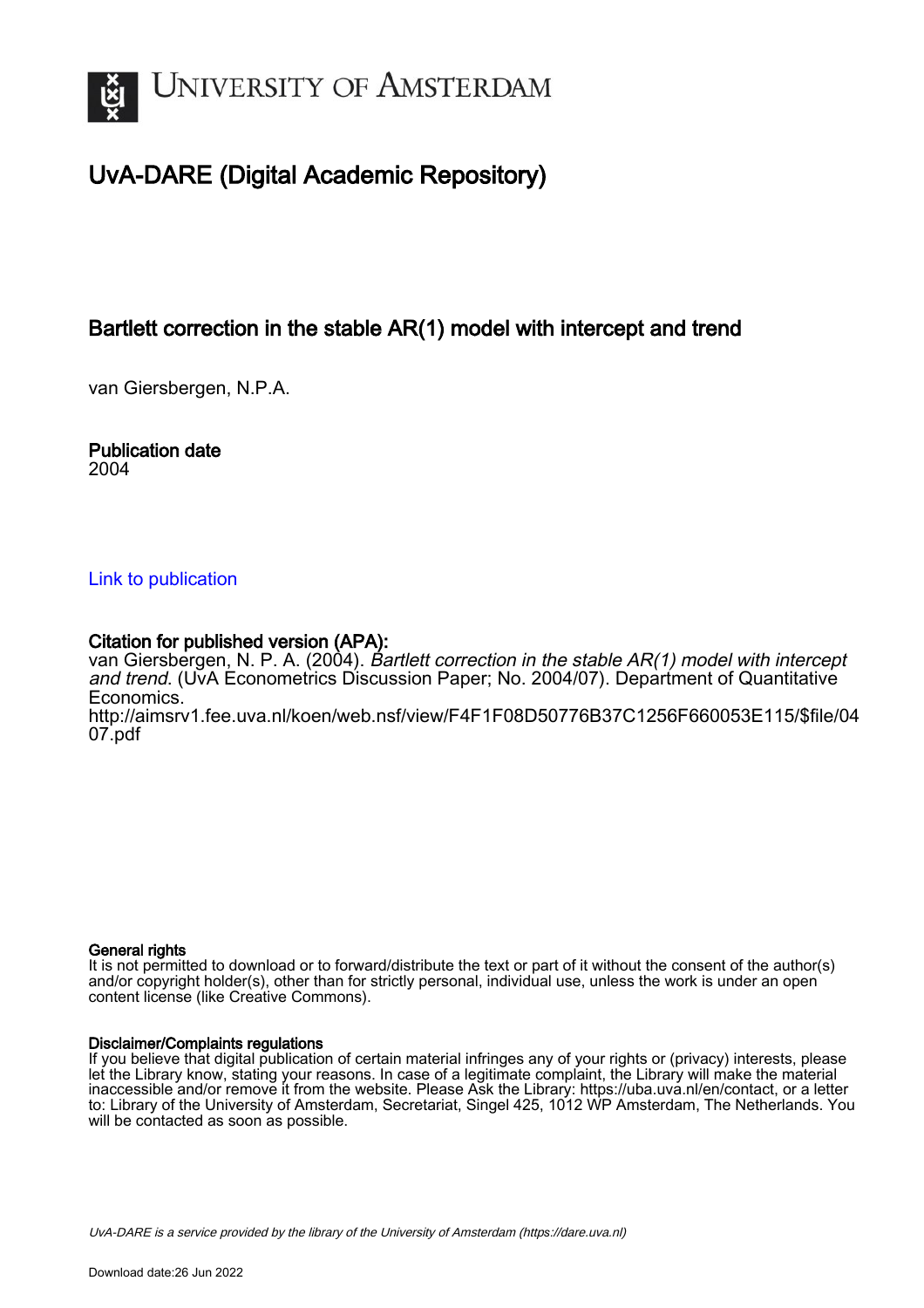# UNIVERSITY OF AMSTERDAM

## UvA-DARE (Digital Academic Repository)

### Bartlett correction in the stable AR(1) model with intercept and trend

van Giersbergen, N.P.A.

**Publication date**
2004

Link to publication

**Citation for published version (APA):**
van Giersbergen, N. P. A. (2004). *Bartlett correction in the stable AR(1) model with intercept and trend*. (UvA Econometrics Discussion Paper; No. 2004/07). Department of Quantitative Economics.
http://aimsrv1.fee.uva.nl/koen/web.nsf/view/F4F1F08D50776B37C1256F660053E115/$file/0407.pdf

**General rights**
It is not permitted to download or to forward/distribute the text or part of it without the consent of the author(s) and/or copyright holder(s), other than for strictly personal, individual use, unless the work is under an open content license (like Creative Commons).

**Disclaimer/Complaints regulations**
If you believe that digital publication of certain material infringes any of your rights or (privacy) interests, please let the Library know, stating your reasons. In case of a legitimate complaint, the Library will make the material inaccessible and/or remove it from the website. Please Ask the Library: https://uba.uva.nl/en/contact, or a letter to: Library of the University of Amsterdam, Secretariat, Singel 425, 1012 WP Amsterdam, The Netherlands. You will be contacted as soon as possible.

UvA-DARE is a service provided by the library of the University of Amsterdam (https://dare.uva.nl)

Download date:26 Jun 2022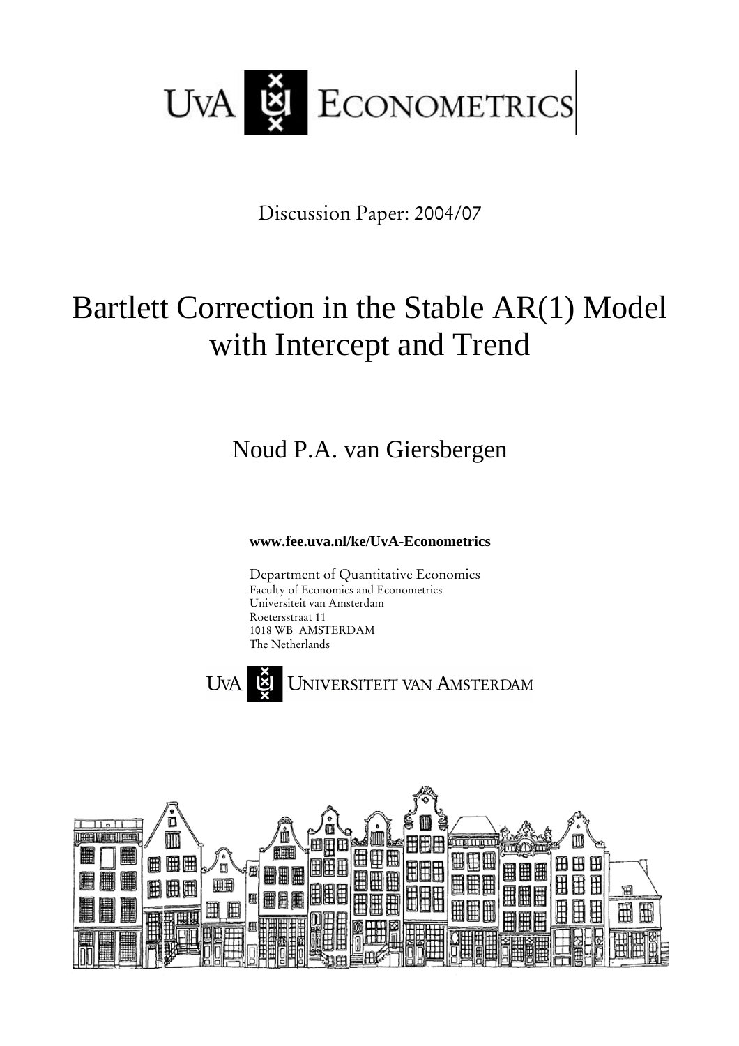UvA ECONOMETRICS

Discussion Paper: 2004/07

# Bartlett Correction in the Stable AR(1) Model with Intercept and Trend

Noud P.A. van Giersbergen

**www.fee.uva.nl/ke/UvA-Econometrics**

Department of Quantitative Economics
Faculty of Economics and Econometrics
Universiteit van Amsterdam
Roetersstraat 11
1018 WB AMSTERDAM
The Netherlands

UvA UNIVERSITEIT VAN AMSTERDAM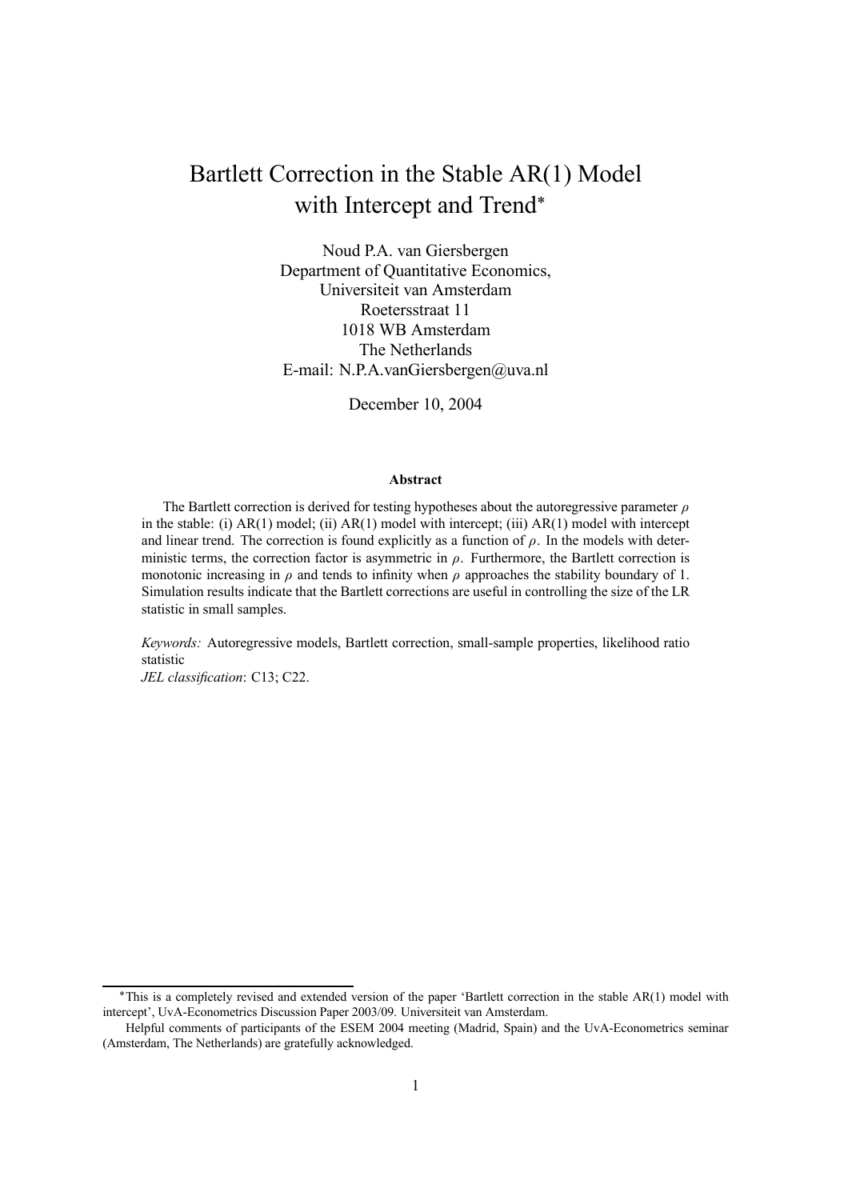# Bartlett Correction in the Stable AR(1) Model with Intercept and Trend*

Noud P.A. van Giersbergen  
Department of Quantitative Economics,  
Universiteit van Amsterdam  
Roetersstraat 11  
1018 WB Amsterdam  
The Netherlands  
E-mail: N.P.A.vanGiersbergen@uva.nl

December 10, 2004

**Abstract**

The Bartlett correction is derived for testing hypotheses about the autoregressive parameter $\rho$ in the stable: (i) AR(1) model; (ii) AR(1) model with intercept; (iii) AR(1) model with intercept and linear trend. The correction is found explicitly as a function of $\rho$. In the models with deterministic terms, the correction factor is asymmetric in $\rho$. Furthermore, the Bartlett correction is monotonic increasing in $\rho$ and tends to infinity when $\rho$ approaches the stability boundary of 1. Simulation results indicate that the Bartlett corrections are useful in controlling the size of the LR statistic in small samples.

*Keywords:* Autoregressive models, Bartlett correction, small-sample properties, likelihood ratio statistic  
*JEL classification*: C13; C22.

---

*This is a completely revised and extended version of the paper 'Bartlett correction in the stable AR(1) model with intercept', UvA-Econometrics Discussion Paper 2003/09. Universiteit van Amsterdam.

Helpful comments of participants of the ESEM 2004 meeting (Madrid, Spain) and the UvA-Econometrics seminar (Amsterdam, The Netherlands) are gratefully acknowledged.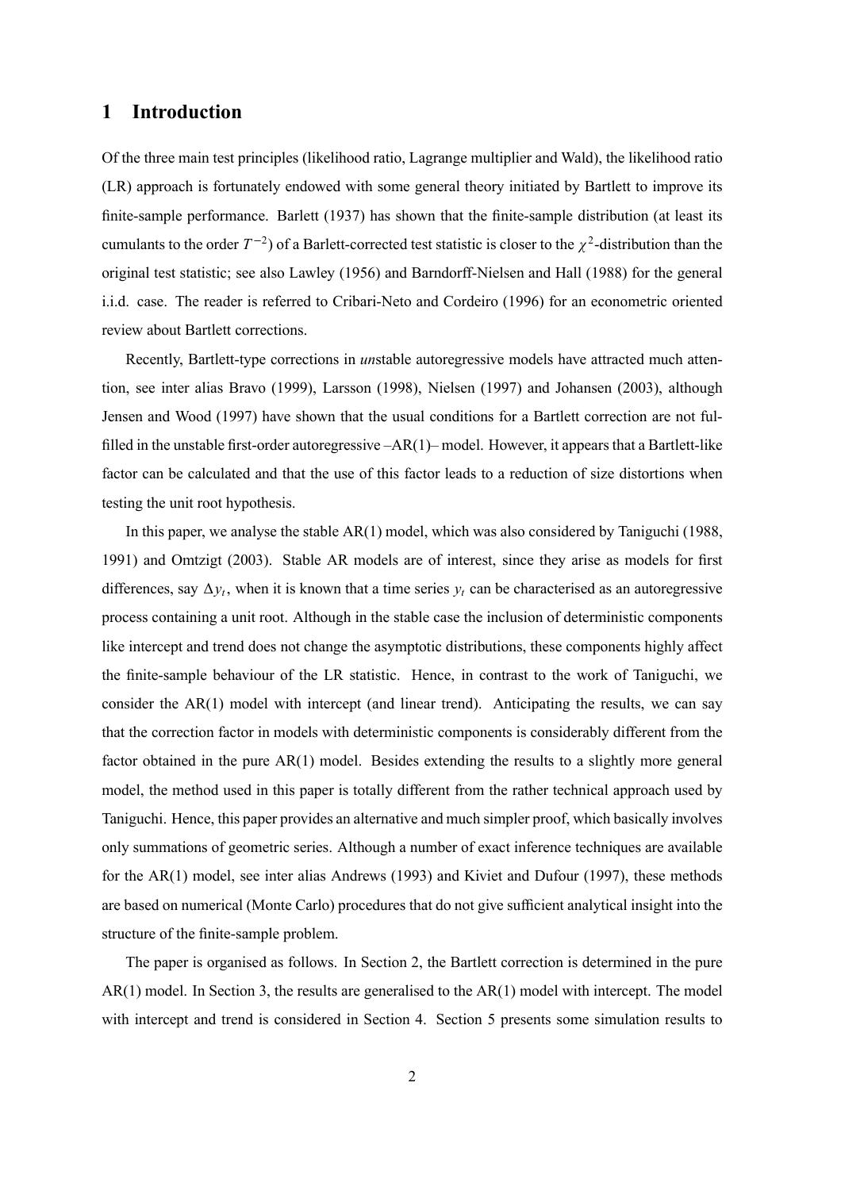## 1 Introduction

Of the three main test principles (likelihood ratio, Lagrange multiplier and Wald), the likelihood ratio (LR) approach is fortunately endowed with some general theory initiated by Bartlett to improve its finite-sample performance. Barlett (1937) has shown that the finite-sample distribution (at least its cumulants to the order $T^{-2}$) of a Barlett-corrected test statistic is closer to the $\chi^2$-distribution than the original test statistic; see also Lawley (1956) and Barndorff-Nielsen and Hall (1988) for the general i.i.d. case. The reader is referred to Cribari-Neto and Cordeiro (1996) for an econometric oriented review about Bartlett corrections.

Recently, Bartlett-type corrections in *un*stable autoregressive models have attracted much attention, see inter alias Bravo (1999), Larsson (1998), Nielsen (1997) and Johansen (2003), although Jensen and Wood (1997) have shown that the usual conditions for a Bartlett correction are not fulfilled in the unstable first-order autoregressive –AR(1)– model. However, it appears that a Bartlett-like factor can be calculated and that the use of this factor leads to a reduction of size distortions when testing the unit root hypothesis.

In this paper, we analyse the stable AR(1) model, which was also considered by Taniguchi (1988, 1991) and Omtzigt (2003). Stable AR models are of interest, since they arise as models for first differences, say $\Delta y_t$, when it is known that a time series $y_t$ can be characterised as an autoregressive process containing a unit root. Although in the stable case the inclusion of deterministic components like intercept and trend does not change the asymptotic distributions, these components highly affect the finite-sample behaviour of the LR statistic. Hence, in contrast to the work of Taniguchi, we consider the AR(1) model with intercept (and linear trend). Anticipating the results, we can say that the correction factor in models with deterministic components is considerably different from the factor obtained in the pure AR(1) model. Besides extending the results to a slightly more general model, the method used in this paper is totally different from the rather technical approach used by Taniguchi. Hence, this paper provides an alternative and much simpler proof, which basically involves only summations of geometric series. Although a number of exact inference techniques are available for the AR(1) model, see inter alias Andrews (1993) and Kiviet and Dufour (1997), these methods are based on numerical (Monte Carlo) procedures that do not give sufficient analytical insight into the structure of the finite-sample problem.

The paper is organised as follows. In Section 2, the Bartlett correction is determined in the pure AR(1) model. In Section 3, the results are generalised to the AR(1) model with intercept. The model with intercept and trend is considered in Section 4. Section 5 presents some simulation results to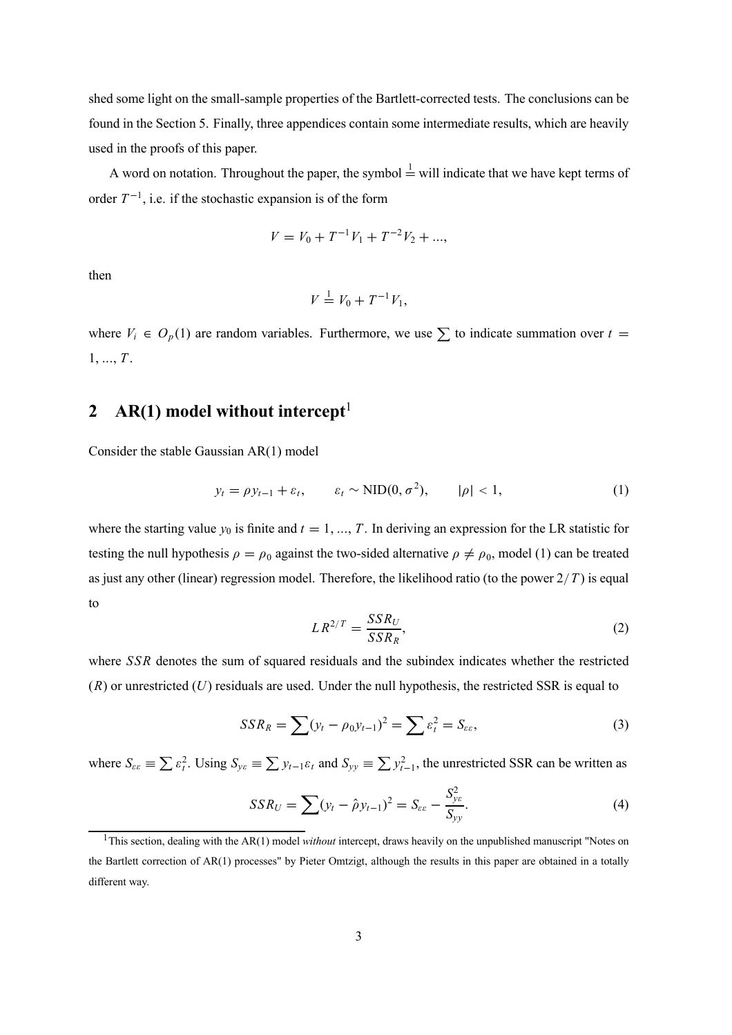shed some light on the small-sample properties of the Bartlett-corrected tests. The conclusions can be found in the Section 5. Finally, three appendices contain some intermediate results, which are heavily used in the proofs of this paper.

A word on notation. Throughout the paper, the symbol $\stackrel{1}{=}$ will indicate that we have kept terms of order $T^{-1}$, i.e. if the stochastic expansion is of the form

$$V = V_0 + T^{-1}V_1 + T^{-2}V_2 + ...,$$

then

$$V \stackrel{1}{=} V_0 + T^{-1}V_1,$$

where $V_i \in O_p(1)$ are random variables. Furthermore, we use $\sum$ to indicate summation over $t = 1, ..., T$.

## 2 AR(1) model without intercept[1]

Consider the stable Gaussian AR(1) model

$$y_t = \rho y_{t-1} + \varepsilon_t, \qquad \varepsilon_t \sim \text{NID}(0, \sigma^2), \qquad |\rho| < 1, \tag{1}$$

where the starting value $y_0$ is finite and $t = 1, ..., T$. In deriving an expression for the LR statistic for testing the null hypothesis $\rho = \rho_0$ against the two-sided alternative $\rho \neq \rho_0$, model (1) can be treated as just any other (linear) regression model. Therefore, the likelihood ratio (to the power $2/T$) is equal to

$$LR^{2/T} = \frac{SSR_U}{SSR_R}, \tag{2}$$

where $SSR$ denotes the sum of squared residuals and the subindex indicates whether the restricted ($R$) or unrestricted ($U$) residuals are used. Under the null hypothesis, the restricted SSR is equal to

$$SSR_R = \sum (y_t - \rho_0 y_{t-1})^2 = \sum \varepsilon_t^2 = S_{\varepsilon\varepsilon}, \tag{3}$$

where $S_{\varepsilon\varepsilon} \equiv \sum \varepsilon_t^2$. Using $S_{y\varepsilon} \equiv \sum y_{t-1}\varepsilon_t$ and $S_{yy} \equiv \sum y_{t-1}^2$, the unrestricted SSR can be written as

$$SSR_U = \sum (y_t - \hat{\rho} y_{t-1})^2 = S_{\varepsilon\varepsilon} - \frac{S_{y\varepsilon}^2}{S_{yy}}. \tag{4}$$

[1] This section, dealing with the AR(1) model *without* intercept, draws heavily on the unpublished manuscript "Notes on the Bartlett correction of AR(1) processes" by Pieter Omtzigt, although the results in this paper are obtained in a totally different way.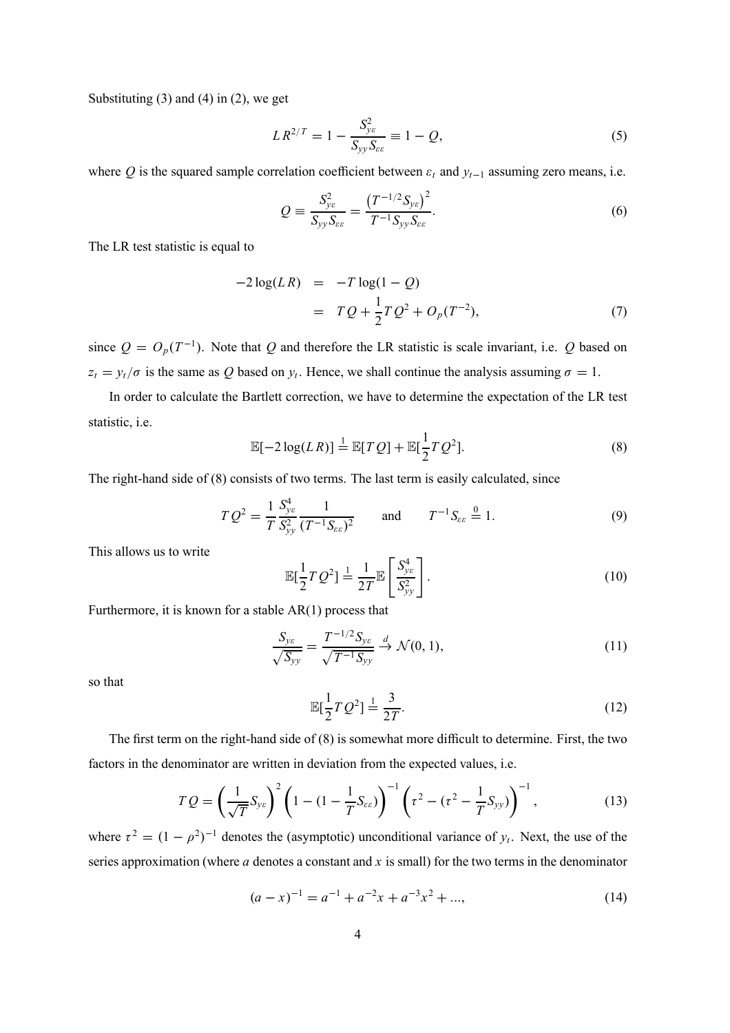Substituting (3) and (4) in (2), we get

$$LR^{2/T} = 1 - \frac{S_{y\varepsilon}^2}{S_{yy}S_{\varepsilon\varepsilon}} \equiv 1 - Q, \tag{5}$$

where $Q$ is the squared sample correlation coefficient between $\varepsilon_t$ and $y_{t-1}$ assuming zero means, i.e.

$$Q \equiv \frac{S_{y\varepsilon}^2}{S_{yy}S_{\varepsilon\varepsilon}} = \frac{\left(T^{-1/2}S_{y\varepsilon}\right)^2}{T^{-1}S_{yy}S_{\varepsilon\varepsilon}}. \tag{6}$$

The LR test statistic is equal to

$$\begin{aligned} -2\log(LR) &= -T\log(1-Q) \\ &= TQ + \frac{1}{2}TQ^2 + O_p(T^{-2}), \end{aligned} \tag{7}$$

since $Q = O_p(T^{-1})$. Note that $Q$ and therefore the LR statistic is scale invariant, i.e. $Q$ based on $z_t = y_t/\sigma$ is the same as $Q$ based on $y_t$. Hence, we shall continue the analysis assuming $\sigma = 1$.

In order to calculate the Bartlett correction, we have to determine the expectation of the LR test statistic, i.e.

$$\mathbb{E}[-2\log(LR)] \stackrel{1}{=} \mathbb{E}[TQ] + \mathbb{E}[\frac{1}{2}TQ^2]. \tag{8}$$

The right-hand side of (8) consists of two terms. The last term is easily calculated, since

$$TQ^2 = \frac{1}{T}\frac{S_{y\varepsilon}^4}{S_{yy}^2}\frac{1}{(T^{-1}S_{\varepsilon\varepsilon})^2} \qquad \text{and} \qquad T^{-1}S_{\varepsilon\varepsilon} \stackrel{0}{=} 1. \tag{9}$$

This allows us to write

$$\mathbb{E}[\frac{1}{2}TQ^2] \stackrel{1}{=} \frac{1}{2T}\mathbb{E}\left[\frac{S_{y\varepsilon}^4}{S_{yy}^2}\right]. \tag{10}$$

Furthermore, it is known for a stable AR(1) process that

$$\frac{S_{y\varepsilon}}{\sqrt{S_{yy}}} = \frac{T^{-1/2}S_{y\varepsilon}}{\sqrt{T^{-1}S_{yy}}} \stackrel{d}{\to} \mathcal{N}(0,1), \tag{11}$$

so that

$$\mathbb{E}[\frac{1}{2}TQ^2] \stackrel{1}{=} \frac{3}{2T}. \tag{12}$$

The first term on the right-hand side of (8) is somewhat more difficult to determine. First, the two factors in the denominator are written in deviation from the expected values, i.e.

$$TQ = \left(\frac{1}{\sqrt{T}}S_{y\varepsilon}\right)^2 \left(1 - (1 - \frac{1}{T}S_{\varepsilon\varepsilon})\right)^{-1} \left(\tau^2 - (\tau^2 - \frac{1}{T}S_{yy})\right)^{-1}, \tag{13}$$

where $\tau^2 = (1-\rho^2)^{-1}$ denotes the (asymptotic) unconditional variance of $y_t$. Next, the use of the series approximation (where $a$ denotes a constant and $x$ is small) for the two terms in the denominator

$$(a - x)^{-1} = a^{-1} + a^{-2}x + a^{-3}x^2 + ..., \tag{14}$$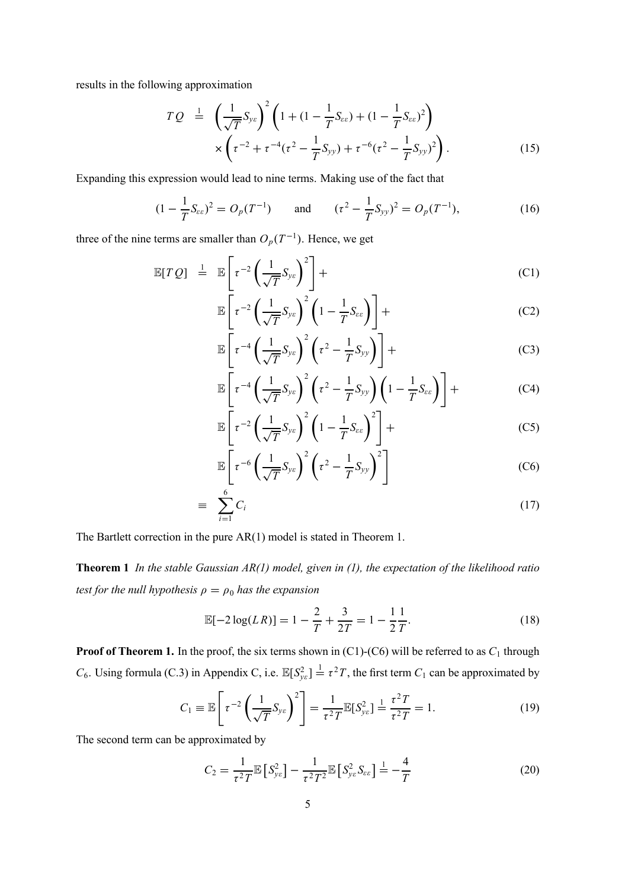results in the following approximation

$$
\begin{aligned}
TQ \;&\stackrel{\frac{1}{=}}{}\; \left(\frac{1}{\sqrt{T}}S_{y\varepsilon}\right)^2 \left(1 + (1 - \frac{1}{T}S_{\varepsilon\varepsilon}) + (1 - \frac{1}{T}S_{\varepsilon\varepsilon})^2\right) \\
&\times \left(\tau^{-2} + \tau^{-4}(\tau^2 - \frac{1}{T}S_{yy}) + \tau^{-6}(\tau^2 - \frac{1}{T}S_{yy})^2\right).
\end{aligned} \tag{15}
$$

Expanding this expression would lead to nine terms. Making use of the fact that

$$
(1 - \frac{1}{T}S_{\varepsilon\varepsilon})^2 = O_p(T^{-1}) \qquad \text{and} \qquad (\tau^2 - \frac{1}{T}S_{yy})^2 = O_p(T^{-1}), \tag{16}
$$

three of the nine terms are smaller than $O_p(T^{-1})$. Hence, we get

$$
\begin{aligned}
\mathbb{E}[TQ] \;&\stackrel{\frac{1}{=}}{}\; \mathbb{E}\left[\tau^{-2}\left(\frac{1}{\sqrt{T}}S_{y\varepsilon}\right)^2\right] + && \text{(C1)} \\
&\mathbb{E}\left[\tau^{-2}\left(\frac{1}{\sqrt{T}}S_{y\varepsilon}\right)^2\left(1 - \frac{1}{T}S_{\varepsilon\varepsilon}\right)\right] + && \text{(C2)} \\
&\mathbb{E}\left[\tau^{-4}\left(\frac{1}{\sqrt{T}}S_{y\varepsilon}\right)^2\left(\tau^2 - \frac{1}{T}S_{yy}\right)\right] + && \text{(C3)} \\
&\mathbb{E}\left[\tau^{-4}\left(\frac{1}{\sqrt{T}}S_{y\varepsilon}\right)^2\left(\tau^2 - \frac{1}{T}S_{yy}\right)\left(1 - \frac{1}{T}S_{\varepsilon\varepsilon}\right)\right] + && \text{(C4)} \\
&\mathbb{E}\left[\tau^{-2}\left(\frac{1}{\sqrt{T}}S_{y\varepsilon}\right)^2\left(1 - \frac{1}{T}S_{\varepsilon\varepsilon}\right)^2\right] + && \text{(C5)} \\
&\mathbb{E}\left[\tau^{-6}\left(\frac{1}{\sqrt{T}}S_{y\varepsilon}\right)^2\left(\tau^2 - \frac{1}{T}S_{yy}\right)^2\right] && \text{(C6)} \\
\equiv\;& \sum_{i=1}^{6} C_i && (17)
\end{aligned}
$$

The Bartlett correction in the pure AR(1) model is stated in Theorem 1.

**Theorem 1** *In the stable Gaussian AR(1) model, given in (1), the expectation of the likelihood ratio test for the null hypothesis $\rho = \rho_0$ has the expansion*

$$
\mathbb{E}[-2\log(LR)] = 1 - \frac{2}{T} + \frac{3}{2T} = 1 - \frac{1}{2}\frac{1}{T}. \tag{18}
$$

**Proof of Theorem 1.** In the proof, the six terms shown in (C1)-(C6) will be referred to as $C_1$ through $C_6$. Using formula (C.3) in Appendix C, i.e. $\mathbb{E}[S_{y\varepsilon}^2] \stackrel{\frac{1}{=}}{} \tau^2 T$, the first term $C_1$ can be approximated by

$$
C_1 \equiv \mathbb{E}\left[\tau^{-2}\left(\frac{1}{\sqrt{T}}S_{y\varepsilon}\right)^2\right] = \frac{1}{\tau^2 T}\mathbb{E}[S_{y\varepsilon}^2] \stackrel{\frac{1}{=}}{} \frac{\tau^2 T}{\tau^2 T} = 1. \tag{19}
$$

The second term can be approximated by

$$
C_2 = \frac{1}{\tau^2 T}\mathbb{E}\left[S_{y\varepsilon}^2\right] - \frac{1}{\tau^2 T^2}\mathbb{E}\left[S_{y\varepsilon}^2 S_{\varepsilon\varepsilon}\right] \stackrel{\frac{1}{=}}{} -\frac{4}{T} \tag{20}
$$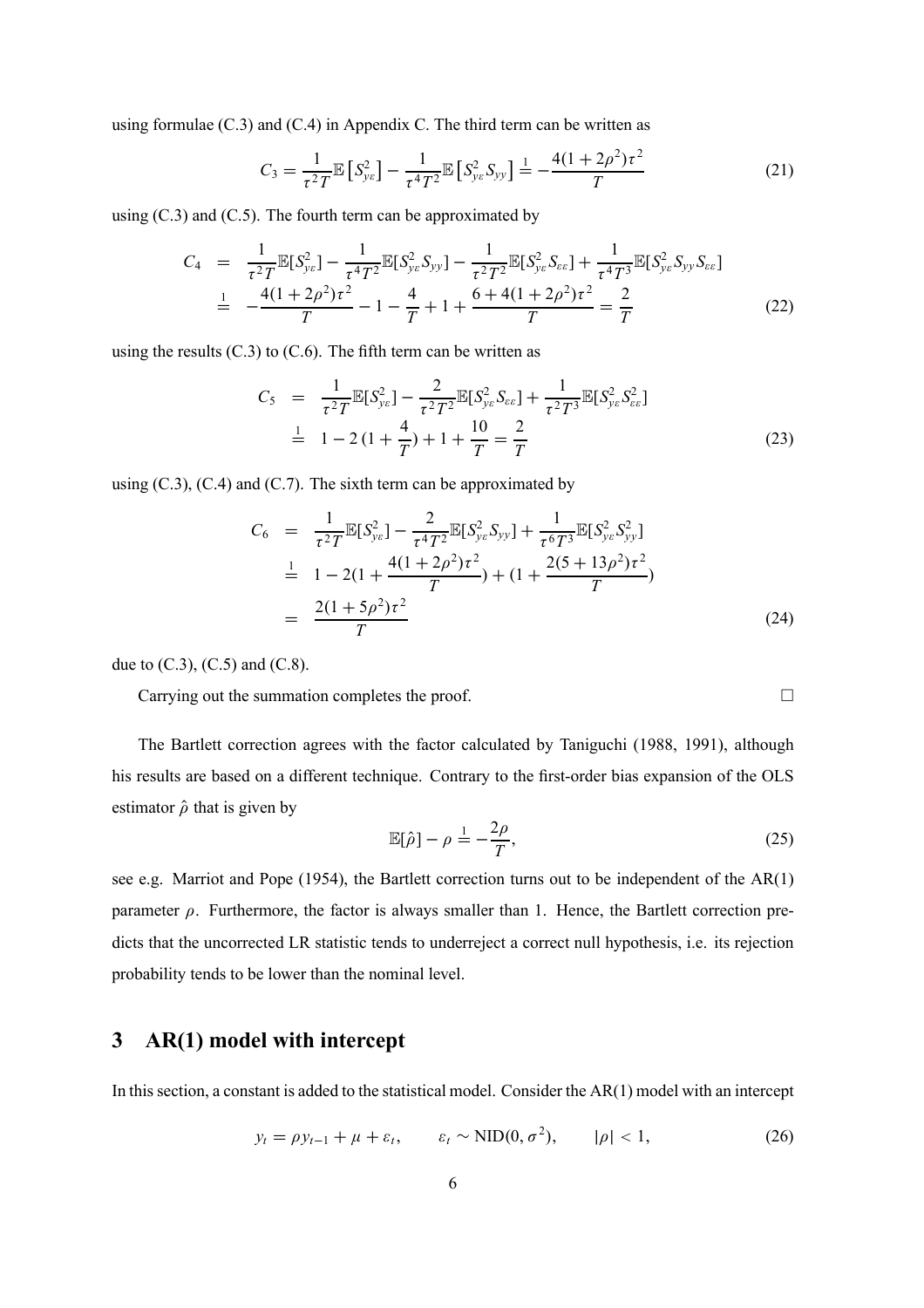using formulae (C.3) and (C.4) in Appendix C. The third term can be written as

$$C_3 = \frac{1}{\tau^2 T}\mathbb{E}\left[S_{y\varepsilon}^2\right] - \frac{1}{\tau^4 T^2}\mathbb{E}\left[S_{y\varepsilon}^2 S_{yy}\right] \stackrel{1}{=} -\frac{4(1+2\rho^2)\tau^2}{T} \tag{21}$$

using (C.3) and (C.5). The fourth term can be approximated by

$$\begin{aligned} C_4 &= \frac{1}{\tau^2 T}\mathbb{E}[S_{y\varepsilon}^2] - \frac{1}{\tau^4 T^2}\mathbb{E}[S_{y\varepsilon}^2 S_{yy}] - \frac{1}{\tau^2 T^2}\mathbb{E}[S_{y\varepsilon}^2 S_{\varepsilon\varepsilon}] + \frac{1}{\tau^4 T^3}\mathbb{E}[S_{y\varepsilon}^2 S_{yy} S_{\varepsilon\varepsilon}] \\ &\stackrel{1}{=} -\frac{4(1+2\rho^2)\tau^2}{T} - 1 - \frac{4}{T} + 1 + \frac{6+4(1+2\rho^2)\tau^2}{T} = \frac{2}{T} \end{aligned} \tag{22}$$

using the results (C.3) to (C.6). The fifth term can be written as

$$\begin{aligned} C_5 &= \frac{1}{\tau^2 T}\mathbb{E}[S_{y\varepsilon}^2] - \frac{2}{\tau^2 T^2}\mathbb{E}[S_{y\varepsilon}^2 S_{\varepsilon\varepsilon}] + \frac{1}{\tau^2 T^3}\mathbb{E}[S_{y\varepsilon}^2 S_{\varepsilon\varepsilon}^2] \\ &\stackrel{1}{=} 1 - 2\,(1+\frac{4}{T}) + 1 + \frac{10}{T} = \frac{2}{T} \end{aligned} \tag{23}$$

using (C.3), (C.4) and (C.7). The sixth term can be approximated by

$$\begin{aligned} C_6 &= \frac{1}{\tau^2 T}\mathbb{E}[S_{y\varepsilon}^2] - \frac{2}{\tau^4 T^2}\mathbb{E}[S_{y\varepsilon}^2 S_{yy}] + \frac{1}{\tau^6 T^3}\mathbb{E}[S_{y\varepsilon}^2 S_{yy}^2] \\ &\stackrel{1}{=} 1 - 2(1+\frac{4(1+2\rho^2)\tau^2}{T}) + (1+\frac{2(5+13\rho^2)\tau^2}{T}) \\ &= \frac{2(1+5\rho^2)\tau^2}{T} \end{aligned} \tag{24}$$

due to (C.3), (C.5) and (C.8).

Carrying out the summation completes the proof. □

The Bartlett correction agrees with the factor calculated by Taniguchi (1988, 1991), although his results are based on a different technique. Contrary to the first-order bias expansion of the OLS estimator $\hat{\rho}$ that is given by

$$\mathbb{E}[\hat{\rho}] - \rho \stackrel{1}{=} -\frac{2\rho}{T}, \tag{25}$$

see e.g. Marriot and Pope (1954), the Bartlett correction turns out to be independent of the AR(1) parameter $\rho$. Furthermore, the factor is always smaller than 1. Hence, the Bartlett correction predicts that the uncorrected LR statistic tends to underreject a correct null hypothesis, i.e. its rejection probability tends to be lower than the nominal level.

## 3 AR(1) model with intercept

In this section, a constant is added to the statistical model. Consider the AR(1) model with an intercept

$$y_t = \rho y_{t-1} + \mu + \varepsilon_t, \qquad \varepsilon_t \sim \text{NID}(0, \sigma^2), \qquad |\rho| < 1, \tag{26}$$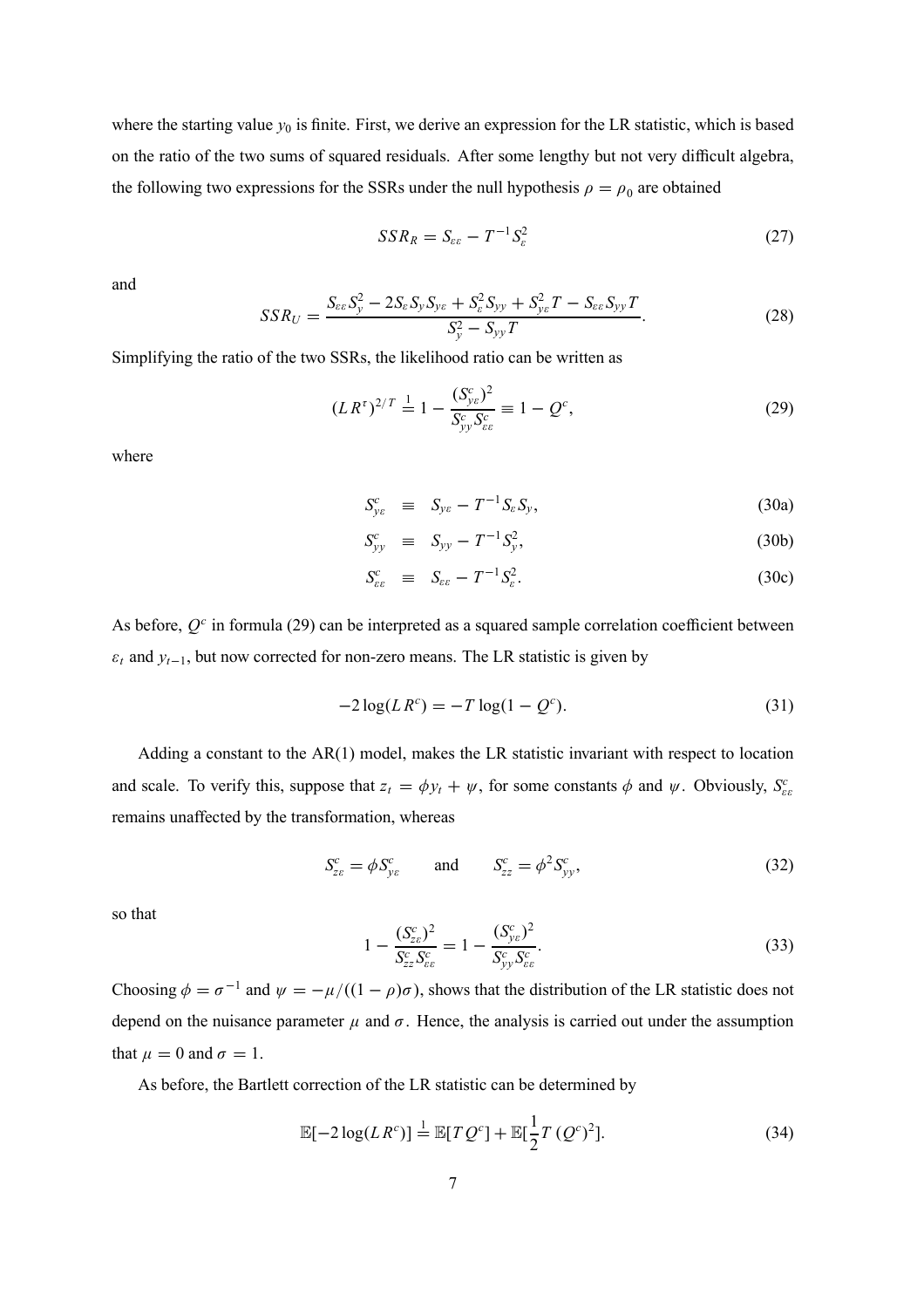where the starting value $y_0$ is finite. First, we derive an expression for the LR statistic, which is based on the ratio of the two sums of squared residuals. After some lengthy but not very difficult algebra, the following two expressions for the SSRs under the null hypothesis $\rho = \rho_0$ are obtained

$$SSR_R = S_{\varepsilon\varepsilon} - T^{-1} S_\varepsilon^2 \tag{27}$$

and

$$SSR_U = \frac{S_{\varepsilon\varepsilon} S_y^2 - 2 S_\varepsilon S_y S_{y\varepsilon} + S_\varepsilon^2 S_{yy} + S_{y\varepsilon}^2 T - S_{\varepsilon\varepsilon} S_{yy} T}{S_y^2 - S_{yy} T}. \tag{28}$$

Simplifying the ratio of the two SSRs, the likelihood ratio can be written as

$$(LR^\tau)^{2/T} \stackrel{1}{=} 1 - \frac{(S_{y\varepsilon}^c)^2}{S_{yy}^c S_{\varepsilon\varepsilon}^c} \equiv 1 - Q^c, \tag{29}$$

where

$$S_{y\varepsilon}^c \equiv S_{y\varepsilon} - T^{-1} S_\varepsilon S_y, \tag{30a}$$

$$S_{yy}^c \equiv S_{yy} - T^{-1} S_y^2, \tag{30b}$$

$$S_{\varepsilon\varepsilon}^c \equiv S_{\varepsilon\varepsilon} - T^{-1} S_\varepsilon^2. \tag{30c}$$

As before, $Q^c$ in formula (29) can be interpreted as a squared sample correlation coefficient between $\varepsilon_t$ and $y_{t-1}$, but now corrected for non-zero means. The LR statistic is given by

$$-2\log(LR^c) = -T\log(1 - Q^c). \tag{31}$$

Adding a constant to the AR(1) model, makes the LR statistic invariant with respect to location and scale. To verify this, suppose that $z_t = \phi y_t + \psi$, for some constants $\phi$ and $\psi$. Obviously, $S_{\varepsilon\varepsilon}^c$ remains unaffected by the transformation, whereas

$$S_{z\varepsilon}^c = \phi S_{y\varepsilon}^c \qquad \text{and} \qquad S_{zz}^c = \phi^2 S_{yy}^c, \tag{32}$$

so that

$$1 - \frac{(S_{z\varepsilon}^c)^2}{S_{zz}^c S_{\varepsilon\varepsilon}^c} = 1 - \frac{(S_{y\varepsilon}^c)^2}{S_{yy}^c S_{\varepsilon\varepsilon}^c}. \tag{33}$$

Choosing $\phi = \sigma^{-1}$ and $\psi = -\mu/((1-\rho)\sigma)$, shows that the distribution of the LR statistic does not depend on the nuisance parameter $\mu$ and $\sigma$. Hence, the analysis is carried out under the assumption that $\mu = 0$ and $\sigma = 1$.

As before, the Bartlett correction of the LR statistic can be determined by

$$\mathbb{E}[-2\log(LR^c)] \stackrel{1}{=} \mathbb{E}[T Q^c] + \mathbb{E}[\frac{1}{2} T\,(Q^c)^2]. \tag{34}$$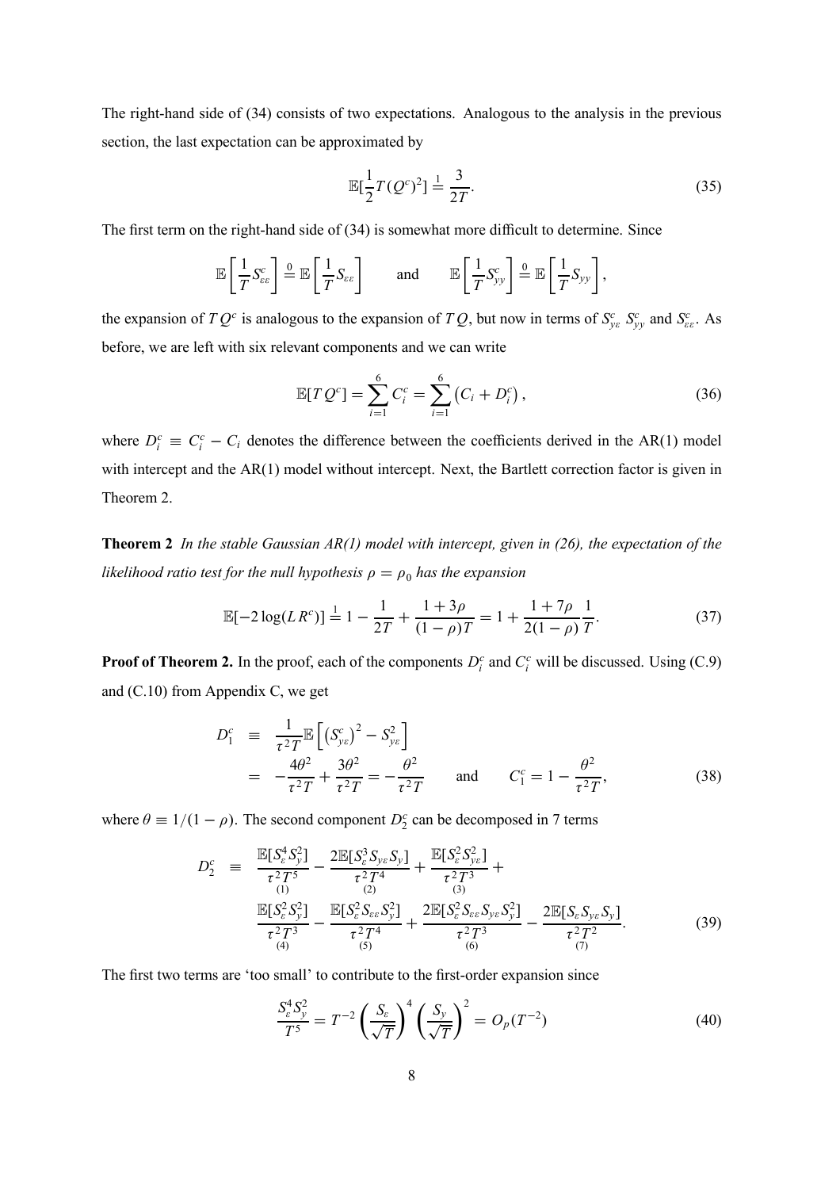The right-hand side of (34) consists of two expectations. Analogous to the analysis in the previous section, the last expectation can be approximated by

$$\mathbb{E}[\frac{1}{2}T(Q^c)^2] \stackrel{1}{=} \frac{3}{2T}. \tag{35}$$

The first term on the right-hand side of (34) is somewhat more difficult to determine. Since

$$\mathbb{E}\left[\frac{1}{T}S^c_{\varepsilon\varepsilon}\right] \stackrel{0}{=} \mathbb{E}\left[\frac{1}{T}S_{\varepsilon\varepsilon}\right] \qquad \text{and} \qquad \mathbb{E}\left[\frac{1}{T}S^c_{yy}\right] \stackrel{0}{=} \mathbb{E}\left[\frac{1}{T}S_{yy}\right],$$

the expansion of $TQ^c$ is analogous to the expansion of $TQ$, but now in terms of $S^c_{y\varepsilon}$ $S^c_{yy}$ and $S^c_{\varepsilon\varepsilon}$. As before, we are left with six relevant components and we can write

$$\mathbb{E}[TQ^c] = \sum_{i=1}^{6} C^c_i = \sum_{i=1}^{6} \left(C_i + D^c_i\right), \tag{36}$$

where $D^c_i \equiv C^c_i - C_i$ denotes the difference between the coefficients derived in the AR(1) model with intercept and the AR(1) model without intercept. Next, the Bartlett correction factor is given in Theorem 2.

**Theorem 2** *In the stable Gaussian AR(1) model with intercept, given in (26), the expectation of the likelihood ratio test for the null hypothesis $\rho = \rho_0$ has the expansion*

$$\mathbb{E}[-2\log(LR^c)] \stackrel{1}{=} 1 - \frac{1}{2T} + \frac{1+3\rho}{(1-\rho)T} = 1 + \frac{1+7\rho}{2(1-\rho)}\frac{1}{T}. \tag{37}$$

**Proof of Theorem 2.** In the proof, each of the components $D^c_i$ and $C^c_i$ will be discussed. Using (C.9) and (C.10) from Appendix C, we get

$$\begin{aligned} D^c_1 &\equiv \frac{1}{\tau^2 T}\mathbb{E}\left[\left(S^c_{y\varepsilon}\right)^2 - S^2_{y\varepsilon}\right] \\ &= -\frac{4\theta^2}{\tau^2 T} + \frac{3\theta^2}{\tau^2 T} = -\frac{\theta^2}{\tau^2 T} \qquad \text{and} \qquad C^c_1 = 1 - \frac{\theta^2}{\tau^2 T}, \end{aligned} \tag{38}$$

where $\theta \equiv 1/(1-\rho)$. The second component $D^c_2$ can be decomposed in 7 terms

$$\begin{aligned} D^c_2 \equiv\ & \underbrace{\frac{\mathbb{E}[S^4_\varepsilon S^2_y]}{\tau^2 T^5}}_{(1)} - \underbrace{\frac{2\mathbb{E}[S^3_\varepsilon S_{y\varepsilon} S_y]}{\tau^2 T^4}}_{(2)} + \underbrace{\frac{\mathbb{E}[S^2_\varepsilon S^2_{y\varepsilon}]}{\tau^2 T^3}}_{(3)} + \\ & \underbrace{\frac{\mathbb{E}[S^2_\varepsilon S^2_y]}{\tau^2 T^3}}_{(4)} - \underbrace{\frac{\mathbb{E}[S^2_\varepsilon S_{\varepsilon\varepsilon} S^2_y]}{\tau^2 T^4}}_{(5)} + \underbrace{\frac{2\mathbb{E}[S^2_\varepsilon S_{\varepsilon\varepsilon} S_{y\varepsilon} S^2_y]}{\tau^2 T^3}}_{(6)} - \underbrace{\frac{2\mathbb{E}[S_\varepsilon S_{y\varepsilon} S_y]}{\tau^2 T^2}}_{(7)}. \end{aligned} \tag{39}$$

The first two terms are 'too small' to contribute to the first-order expansion since

$$\frac{S^4_\varepsilon S^2_y}{T^5} = T^{-2}\left(\frac{S_\varepsilon}{\sqrt{T}}\right)^4 \left(\frac{S_y}{\sqrt{T}}\right)^2 = O_p(T^{-2}) \tag{40}$$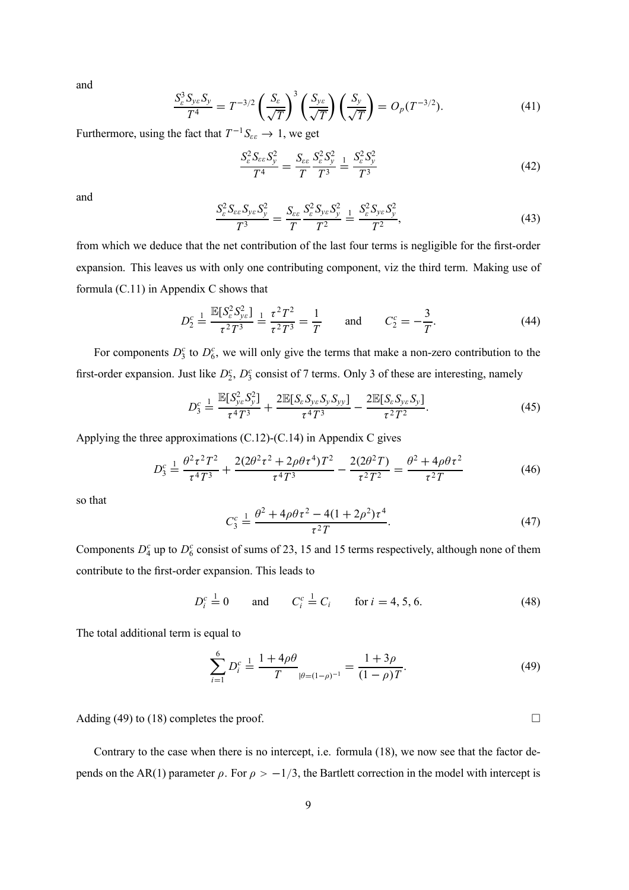and

$$\frac{S_\varepsilon^3 S_{y\varepsilon} S_y}{T^4} = T^{-3/2} \left(\frac{S_\varepsilon}{\sqrt{T}}\right)^3 \left(\frac{S_{y\varepsilon}}{\sqrt{T}}\right) \left(\frac{S_y}{\sqrt{T}}\right) = O_p(T^{-3/2}). \tag{41}$$

Furthermore, using the fact that $T^{-1} S_{\varepsilon\varepsilon} \to 1$, we get

$$\frac{S_\varepsilon^2 S_{\varepsilon\varepsilon} S_y^2}{T^4} = \frac{S_{\varepsilon\varepsilon}}{T} \frac{S_\varepsilon^2 S_y^2}{T^3} \stackrel{1}{=} \frac{S_\varepsilon^2 S_y^2}{T^3} \tag{42}$$

and

$$\frac{S_\varepsilon^2 S_{\varepsilon\varepsilon} S_{y\varepsilon} S_y^2}{T^3} = \frac{S_{\varepsilon\varepsilon}}{T} \frac{S_\varepsilon^2 S_{y\varepsilon} S_y^2}{T^2} \stackrel{1}{=} \frac{S_\varepsilon^2 S_{y\varepsilon} S_y^2}{T^2}, \tag{43}$$

from which we deduce that the net contribution of the last four terms is negligible for the first-order expansion. This leaves us with only one contributing component, viz the third term. Making use of formula (C.11) in Appendix C shows that

$$D_2^c \stackrel{1}{=} \frac{\mathbb{E}[S_\varepsilon^2 S_{y\varepsilon}^2]}{\tau^2 T^3} \stackrel{1}{=} \frac{\tau^2 T^2}{\tau^2 T^3} = \frac{1}{T} \qquad \text{and} \qquad C_2^c = -\frac{3}{T}. \tag{44}$$

For components $D_3^c$ to $D_6^c$, we will only give the terms that make a non-zero contribution to the first-order expansion. Just like $D_2^c$, $D_3^c$ consist of 7 terms. Only 3 of these are interesting, namely

$$D_3^c \stackrel{1}{=} \frac{\mathbb{E}[S_{y\varepsilon}^2 S_y^2]}{\tau^4 T^3} + \frac{2\mathbb{E}[S_\varepsilon S_{y\varepsilon} S_y S_{yy}]}{\tau^4 T^3} - \frac{2\mathbb{E}[S_\varepsilon S_{y\varepsilon} S_y]}{\tau^2 T^2}. \tag{45}$$

Applying the three approximations (C.12)-(C.14) in Appendix C gives

$$D_3^c \stackrel{1}{=} \frac{\theta^2 \tau^2 T^2}{\tau^4 T^3} + \frac{2(2\theta^2 \tau^2 + 2\rho\theta\tau^4)T^2}{\tau^4 T^3} - \frac{2(2\theta^2 T)}{\tau^2 T^2} = \frac{\theta^2 + 4\rho\theta\tau^2}{\tau^2 T} \tag{46}$$

so that

$$C_3^c \stackrel{1}{=} \frac{\theta^2 + 4\rho\theta\tau^2 - 4(1+2\rho^2)\tau^4}{\tau^2 T}. \tag{47}$$

Components $D_4^c$ up to $D_6^c$ consist of sums of 23, 15 and 15 terms respectively, although none of them contribute to the first-order expansion. This leads to

$$D_i^c \stackrel{1}{=} 0 \qquad \text{and} \qquad C_i^c \stackrel{1}{=} C_i \qquad \text{for } i = 4, 5, 6. \tag{48}$$

The total additional term is equal to

$$\sum_{i=1}^{6} D_i^c \stackrel{1}{=} \left.\frac{1 + 4\rho\theta}{T}\right|_{\theta=(1-\rho)^{-1}} = \frac{1+3\rho}{(1-\rho)T}. \tag{49}$$

Adding (49) to (18) completes the proof. □

Contrary to the case when there is no intercept, i.e. formula (18), we now see that the factor depends on the AR(1) parameter $\rho$. For $\rho > -1/3$, the Bartlett correction in the model with intercept is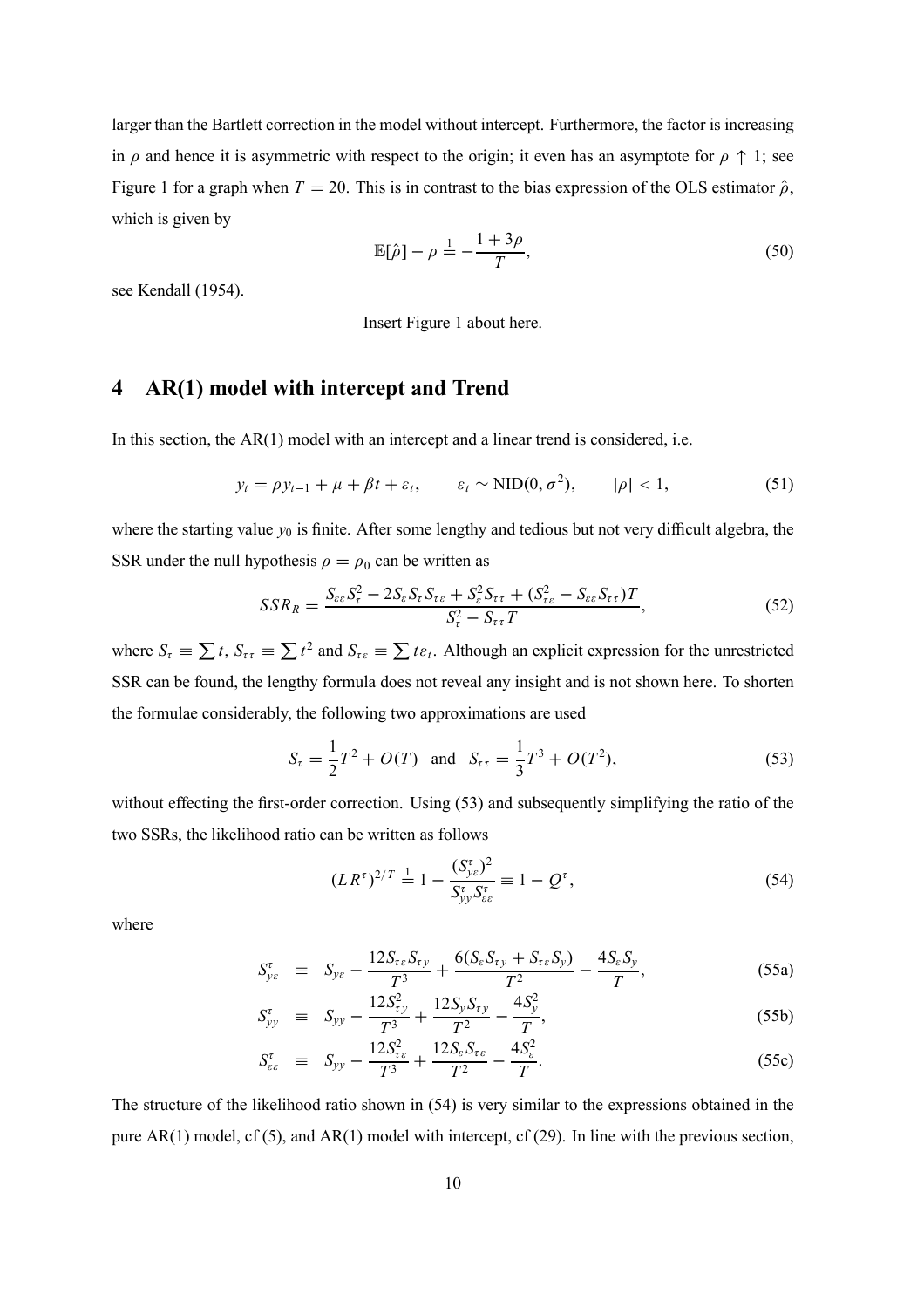larger than the Bartlett correction in the model without intercept. Furthermore, the factor is increasing in $\rho$ and hence it is asymmetric with respect to the origin; it even has an asymptote for $\rho \uparrow 1$; see Figure 1 for a graph when $T = 20$. This is in contrast to the bias expression of the OLS estimator $\hat{\rho}$, which is given by

$$\mathbb{E}[\hat{\rho}] - \rho \stackrel{1}{=} -\frac{1 + 3\rho}{T}, \tag{50}$$

see Kendall (1954).

Insert Figure 1 about here.

## 4 AR(1) model with intercept and Trend

In this section, the AR(1) model with an intercept and a linear trend is considered, i.e.

$$y_t = \rho y_{t-1} + \mu + \beta t + \varepsilon_t, \qquad \varepsilon_t \sim \text{NID}(0, \sigma^2), \qquad |\rho| < 1, \tag{51}$$

where the starting value $y_0$ is finite. After some lengthy and tedious but not very difficult algebra, the SSR under the null hypothesis $\rho = \rho_0$ can be written as

$$SSR_R = \frac{S_{\varepsilon\varepsilon} S_\tau^2 - 2 S_\varepsilon S_\tau S_{\tau\varepsilon} + S_\varepsilon^2 S_{\tau\tau} + (S_{\tau\varepsilon}^2 - S_{\varepsilon\varepsilon} S_{\tau\tau}) T}{S_\tau^2 - S_{\tau\tau} T}, \tag{52}$$

where $S_\tau \equiv \sum t$, $S_{\tau\tau} \equiv \sum t^2$ and $S_{\tau\varepsilon} \equiv \sum t\varepsilon_t$. Although an explicit expression for the unrestricted SSR can be found, the lengthy formula does not reveal any insight and is not shown here. To shorten the formulae considerably, the following two approximations are used

$$S_\tau = \frac{1}{2} T^2 + O(T) \quad \text{and} \quad S_{\tau\tau} = \frac{1}{3} T^3 + O(T^2), \tag{53}$$

without effecting the first-order correction. Using (53) and subsequently simplifying the ratio of the two SSRs, the likelihood ratio can be written as follows

$$(LR^\tau)^{2/T} \stackrel{1}{=} 1 - \frac{(S_{y\varepsilon}^\tau)^2}{S_{yy}^\tau S_{\varepsilon\varepsilon}^\tau} \equiv 1 - Q^\tau, \tag{54}$$

where

$$S_{y\varepsilon}^\tau \equiv S_{y\varepsilon} - \frac{12 S_{\tau\varepsilon} S_{\tau y}}{T^3} + \frac{6(S_\varepsilon S_{\tau y} + S_{\tau\varepsilon} S_y)}{T^2} - \frac{4 S_\varepsilon S_y}{T}, \tag{55a}$$

$$S_{yy}^\tau \equiv S_{yy} - \frac{12 S_{\tau y}^2}{T^3} + \frac{12 S_y S_{\tau y}}{T^2} - \frac{4 S_y^2}{T}, \tag{55b}$$

$$S_{\varepsilon\varepsilon}^\tau \equiv S_{yy} - \frac{12 S_{\tau\varepsilon}^2}{T^3} + \frac{12 S_\varepsilon S_{\tau\varepsilon}}{T^2} - \frac{4 S_\varepsilon^2}{T}. \tag{55c}$$

The structure of the likelihood ratio shown in (54) is very similar to the expressions obtained in the pure AR(1) model, cf (5), and AR(1) model with intercept, cf (29). In line with the previous section,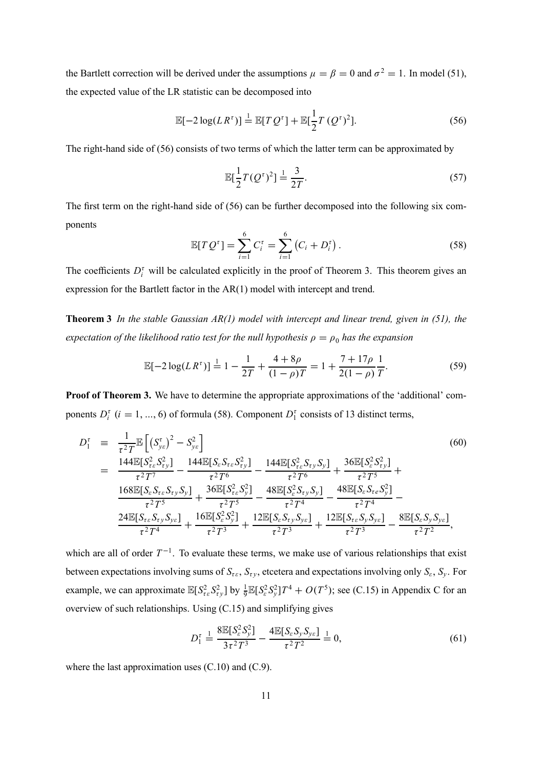the Bartlett correction will be derived under the assumptions $\mu = \beta = 0$ and $\sigma^2 = 1$. In model (51), the expected value of the LR statistic can be decomposed into

$$\mathbb{E}[-2\log(LR^{\tau})] \stackrel{1}{=} \mathbb{E}[TQ^{\tau}] + \mathbb{E}[\frac{1}{2}T\,(Q^{\tau})^2]. \tag{56}$$

The right-hand side of (56) consists of two terms of which the latter term can be approximated by

$$\mathbb{E}[\frac{1}{2}T(Q^{\tau})^2] \stackrel{1}{=} \frac{3}{2T}. \tag{57}$$

The first term on the right-hand side of (56) can be further decomposed into the following six components

$$\mathbb{E}[TQ^{\tau}] = \sum_{i=1}^{6} C_i^{\tau} = \sum_{i=1}^{6}\left(C_i + D_i^{\tau}\right). \tag{58}$$

The coefficients $D_i^{\tau}$ will be calculated explicitly in the proof of Theorem 3. This theorem gives an expression for the Bartlett factor in the AR(1) model with intercept and trend.

**Theorem 3** *In the stable Gaussian AR(1) model with intercept and linear trend, given in (51), the expectation of the likelihood ratio test for the null hypothesis $\rho = \rho_0$ has the expansion*

$$\mathbb{E}[-2\log(LR^{\tau})] \stackrel{1}{=} 1 - \frac{1}{2T} + \frac{4+8\rho}{(1-\rho)T} = 1 + \frac{7+17\rho}{2(1-\rho)}\frac{1}{T}. \tag{59}$$

**Proof of Theorem 3.** We have to determine the appropriate approximations of the 'additional' components $D_i^{\tau}$ ($i = 1, ..., 6$) of formula (58). Component $D_1^{\tau}$ consists of 13 distinct terms,

$$\begin{aligned}
D_1^{\tau} \;&\equiv\; \frac{1}{\tau^2 T}\mathbb{E}\left[\left(S_{y\varepsilon}^{\tau}\right)^2 - S_{y\varepsilon}^2\right] \qquad (60)\\
&=\; \frac{144\mathbb{E}[S_{\tau\varepsilon}^2 S_{\tau y}^2]}{\tau^2 T^7} - \frac{144\mathbb{E}[S_{\varepsilon}S_{\tau\varepsilon}S_{\tau y}^2]}{\tau^2 T^6} - \frac{144\mathbb{E}[S_{\tau\varepsilon}^2 S_{\tau y}S_y]}{\tau^2 T^6} + \frac{36\mathbb{E}[S_{\varepsilon}^2 S_{\tau y}^2]}{\tau^2 T^5} + \\
&\quad \frac{168\mathbb{E}[S_{\varepsilon}S_{\tau\varepsilon}S_{\tau y}S_y]}{\tau^2 T^5} + \frac{36\mathbb{E}[S_{\tau\varepsilon}^2 S_y^2]}{\tau^2 T^5} - \frac{48\mathbb{E}[S_{\varepsilon}^2 S_{\tau y}S_y]}{\tau^2 T^4} - \frac{48\mathbb{E}[S_{\varepsilon}S_{\tau e}S_y^2]}{\tau^2 T^4} - \\
&\quad \frac{24\mathbb{E}[S_{\tau\varepsilon}S_{\tau y}S_{y\varepsilon}]}{\tau^2 T^4} + \frac{16\mathbb{E}[S_{\varepsilon}^2 S_y^2]}{\tau^2 T^3} + \frac{12\mathbb{E}[S_{\varepsilon}S_{\tau y}S_{y\varepsilon}]}{\tau^2 T^3} + \frac{12\mathbb{E}[S_{\tau\varepsilon}S_y S_{y\varepsilon}]}{\tau^2 T^3} - \frac{8\mathbb{E}[S_{\varepsilon}S_y S_{y\varepsilon}]}{\tau^2 T^2},
\end{aligned}$$

which are all of order $T^{-1}$. To evaluate these terms, we make use of various relationships that exist between expectations involving sums of $S_{\tau\varepsilon}$, $S_{\tau y}$, etcetera and expectations involving only $S_{\varepsilon}$, $S_y$. For example, we can approximate $\mathbb{E}[S_{\tau\varepsilon}^2 S_{\tau y}^2]$ by $\frac{1}{9}\mathbb{E}[S_{\varepsilon}^2 S_y^2]T^4 + O(T^5)$; see (C.15) in Appendix C for an overview of such relationships. Using (C.15) and simplifying gives

$$D_1^{\tau} \stackrel{1}{=} \frac{8\mathbb{E}[S_{\varepsilon}^2 S_y^2]}{3\tau^2 T^3} - \frac{4\mathbb{E}[S_{\varepsilon}S_y S_{y\varepsilon}]}{\tau^2 T^2} \stackrel{1}{=} 0, \tag{61}$$

where the last approximation uses (C.10) and (C.9).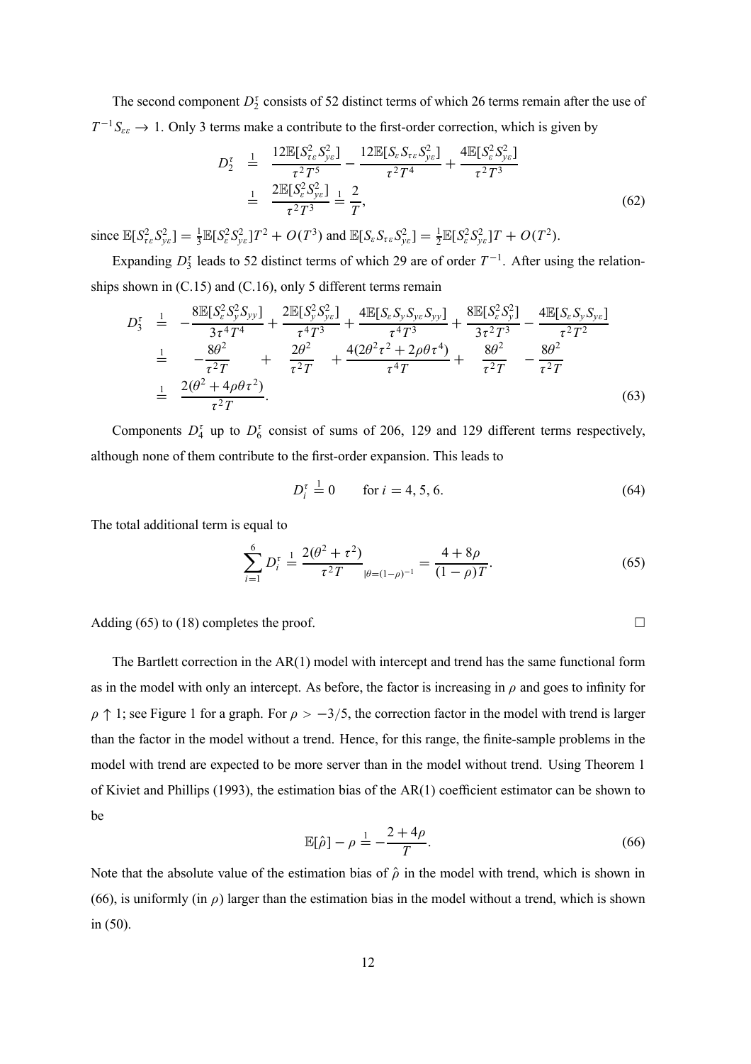The second component $D_2^\tau$ consists of 52 distinct terms of which 26 terms remain after the use of $T^{-1}S_{\varepsilon\varepsilon} \to 1$. Only 3 terms make a contribute to the first-order correction, which is given by

$$
\begin{aligned}
D_2^\tau &\overset{1}{=} \frac{12\mathbb{E}[S_{\tau\varepsilon}^2 S_{y\varepsilon}^2]}{\tau^2 T^5} - \frac{12\mathbb{E}[S_\varepsilon S_{\tau\varepsilon} S_{y\varepsilon}^2]}{\tau^2 T^4} + \frac{4\mathbb{E}[S_\varepsilon^2 S_{y\varepsilon}^2]}{\tau^2 T^3} \\
&\overset{1}{=} \frac{2\mathbb{E}[S_\varepsilon^2 S_{y\varepsilon}^2]}{\tau^2 T^3} \overset{1}{=} \frac{2}{T},
\end{aligned} \tag{62}
$$

since $\mathbb{E}[S_{\tau\varepsilon}^2 S_{y\varepsilon}^2] = \frac{1}{3}\mathbb{E}[S_\varepsilon^2 S_{y\varepsilon}^2]T^2 + O(T^3)$ and $\mathbb{E}[S_\varepsilon S_{\tau\varepsilon} S_{y\varepsilon}^2] = \frac{1}{2}\mathbb{E}[S_\varepsilon^2 S_{y\varepsilon}^2]T + O(T^2)$.

Expanding $D_3^\tau$ leads to 52 distinct terms of which 29 are of order $T^{-1}$. After using the relationships shown in (C.15) and (C.16), only 5 different terms remain

$$
\begin{aligned}
D_3^\tau &\overset{1}{=} -\frac{8\mathbb{E}[S_\varepsilon^2 S_y^2 S_{yy}]}{3\tau^4 T^4} + \frac{2\mathbb{E}[S_y^2 S_{y\varepsilon}^2]}{\tau^4 T^3} + \frac{4\mathbb{E}[S_\varepsilon S_y S_{y\varepsilon} S_{yy}]}{\tau^4 T^3} + \frac{8\mathbb{E}[S_\varepsilon^2 S_y^2]}{3\tau^2 T^3} - \frac{4\mathbb{E}[S_\varepsilon S_y S_{y\varepsilon}]}{\tau^2 T^2} \\
&\overset{1}{=} -\frac{8\theta^2}{\tau^2 T} + \frac{2\theta^2}{\tau^2 T} + \frac{4(2\theta^2\tau^2 + 2\rho\theta\tau^4)}{\tau^4 T} + \frac{8\theta^2}{\tau^2 T} - \frac{8\theta^2}{\tau^2 T} \\
&\overset{1}{=} \frac{2(\theta^2 + 4\rho\theta\tau^2)}{\tau^2 T}.
\end{aligned} \tag{63}
$$

Components $D_4^\tau$ up to $D_6^\tau$ consist of sums of 206, 129 and 129 different terms respectively, although none of them contribute to the first-order expansion. This leads to

$$
D_i^\tau \overset{1}{=} 0 \qquad \text{for } i = 4, 5, 6. \tag{64}
$$

The total additional term is equal to

$$
\sum_{i=1}^{6} D_i^\tau \overset{1}{=} \frac{2(\theta^2 + \tau^2)}{\tau^2 T}_{|\theta=(1-\rho)^{-1}} = \frac{4 + 8\rho}{(1-\rho)T}. \tag{65}
$$

Adding (65) to (18) completes the proof. □

The Bartlett correction in the AR(1) model with intercept and trend has the same functional form as in the model with only an intercept. As before, the factor is increasing in $\rho$ and goes to infinity for $\rho \uparrow 1$; see Figure 1 for a graph. For $\rho > -3/5$, the correction factor in the model with trend is larger than the factor in the model without a trend. Hence, for this range, the finite-sample problems in the model with trend are expected to be more server than in the model without trend. Using Theorem 1 of Kiviet and Phillips (1993), the estimation bias of the AR(1) coefficient estimator can be shown to be

$$
\mathbb{E}[\hat{\rho}] - \rho \overset{1}{=} -\frac{2 + 4\rho}{T}. \tag{66}
$$

Note that the absolute value of the estimation bias of $\hat{\rho}$ in the model with trend, which is shown in (66), is uniformly (in $\rho$) larger than the estimation bias in the model without a trend, which is shown in (50).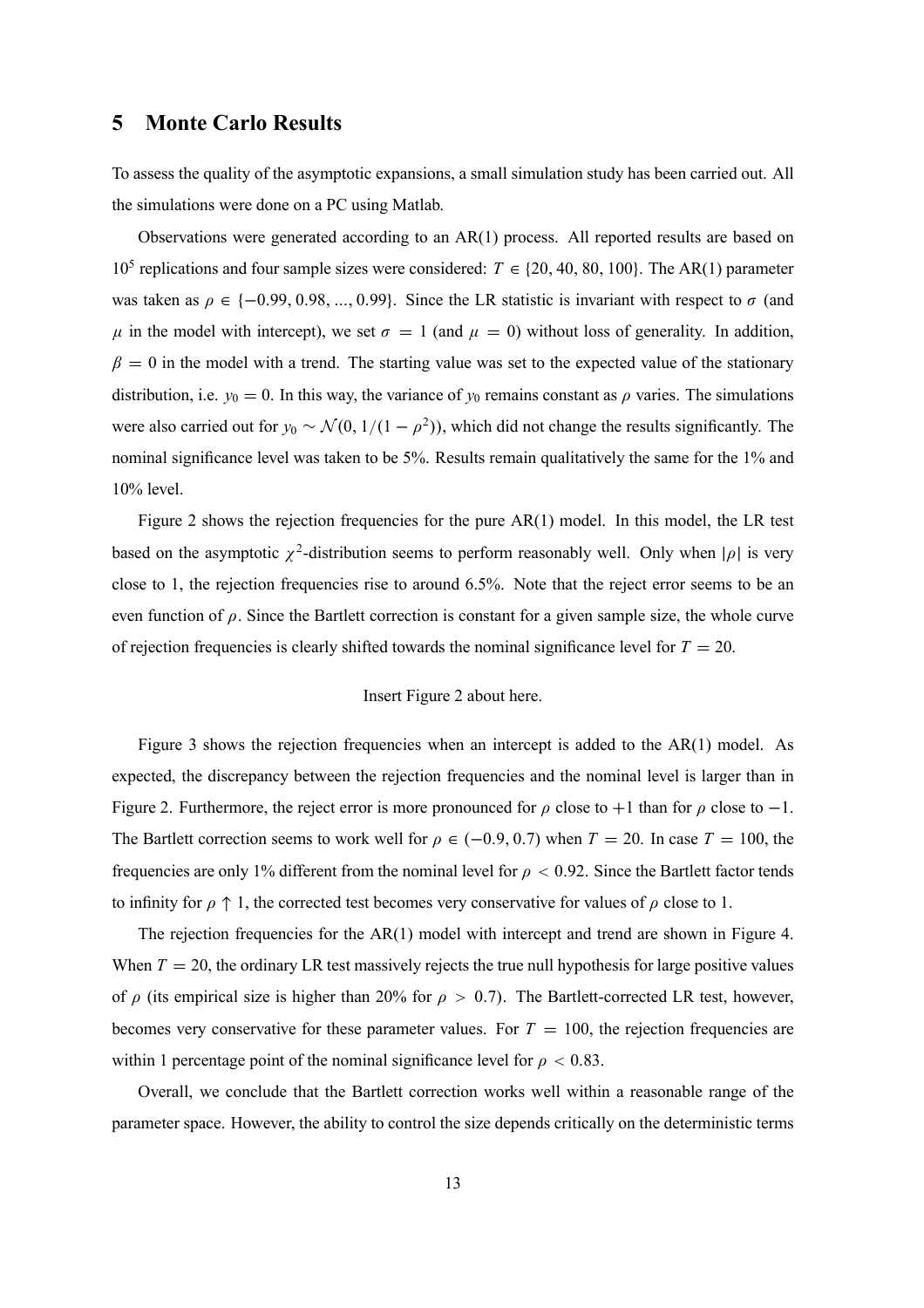## 5 Monte Carlo Results

To assess the quality of the asymptotic expansions, a small simulation study has been carried out. All the simulations were done on a PC using Matlab.

Observations were generated according to an AR(1) process. All reported results are based on $10^5$ replications and four sample sizes were considered: $T \in \{20, 40, 80, 100\}$. The AR(1) parameter was taken as $\rho \in \{-0.99, 0.98, ..., 0.99\}$. Since the LR statistic is invariant with respect to $\sigma$ (and $\mu$ in the model with intercept), we set $\sigma = 1$ (and $\mu = 0$) without loss of generality. In addition, $\beta = 0$ in the model with a trend. The starting value was set to the expected value of the stationary distribution, i.e. $y_0 = 0$. In this way, the variance of $y_0$ remains constant as $\rho$ varies. The simulations were also carried out for $y_0 \sim \mathcal{N}(0, 1/(1-\rho^2))$, which did not change the results significantly. The nominal significance level was taken to be 5%. Results remain qualitatively the same for the 1% and 10% level.

Figure 2 shows the rejection frequencies for the pure AR(1) model. In this model, the LR test based on the asymptotic $\chi^2$-distribution seems to perform reasonably well. Only when $|\rho|$ is very close to 1, the rejection frequencies rise to around 6.5%. Note that the reject error seems to be an even function of $\rho$. Since the Bartlett correction is constant for a given sample size, the whole curve of rejection frequencies is clearly shifted towards the nominal significance level for $T = 20$.

Insert Figure 2 about here.

Figure 3 shows the rejection frequencies when an intercept is added to the AR(1) model. As expected, the discrepancy between the rejection frequencies and the nominal level is larger than in Figure 2. Furthermore, the reject error is more pronounced for $\rho$ close to $+1$ than for $\rho$ close to $-1$. The Bartlett correction seems to work well for $\rho \in (-0.9, 0.7)$ when $T = 20$. In case $T = 100$, the frequencies are only 1% different from the nominal level for $\rho < 0.92$. Since the Bartlett factor tends to infinity for $\rho \uparrow 1$, the corrected test becomes very conservative for values of $\rho$ close to 1.

The rejection frequencies for the AR(1) model with intercept and trend are shown in Figure 4. When $T = 20$, the ordinary LR test massively rejects the true null hypothesis for large positive values of $\rho$ (its empirical size is higher than 20% for $\rho > 0.7$). The Bartlett-corrected LR test, however, becomes very conservative for these parameter values. For $T = 100$, the rejection frequencies are within 1 percentage point of the nominal significance level for $\rho < 0.83$.

Overall, we conclude that the Bartlett correction works well within a reasonable range of the parameter space. However, the ability to control the size depends critically on the deterministic terms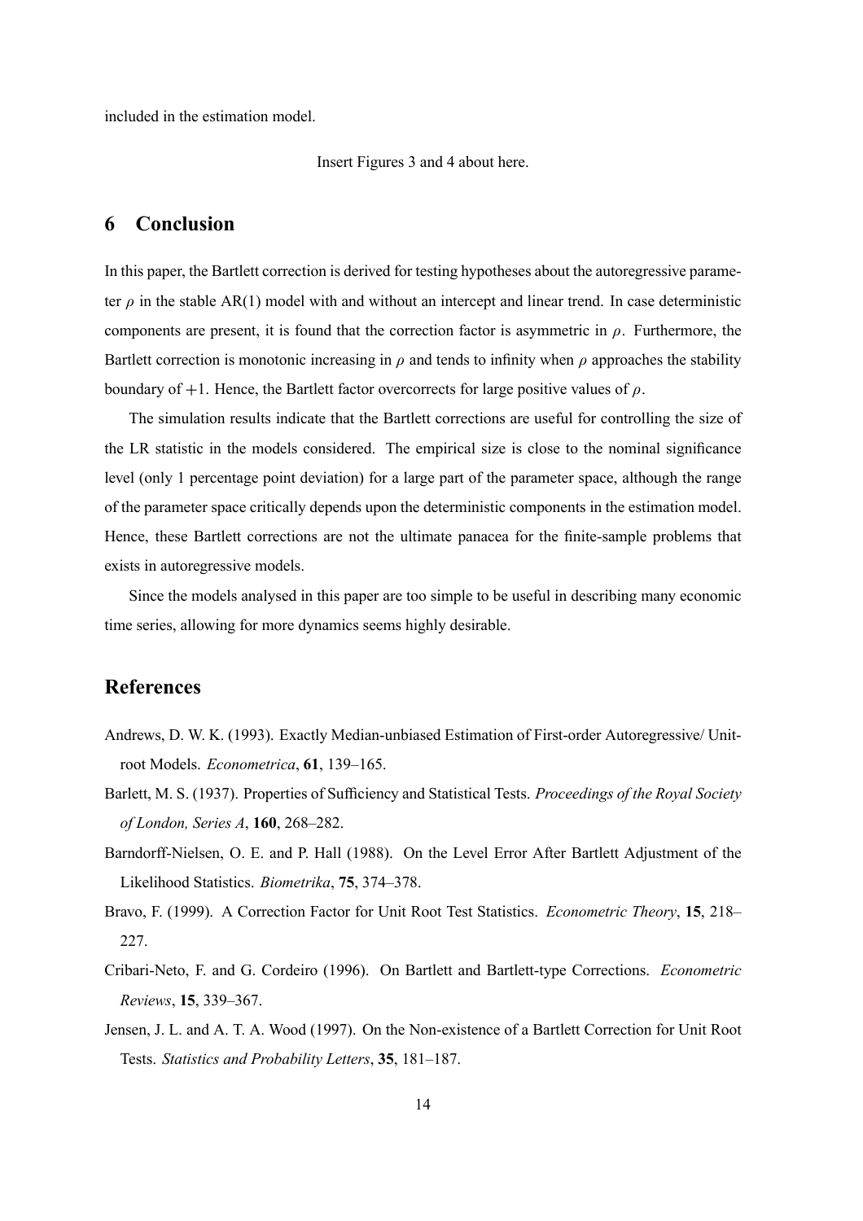included in the estimation model.

Insert Figures 3 and 4 about here.

## 6 Conclusion

In this paper, the Bartlett correction is derived for testing hypotheses about the autoregressive parameter $\rho$ in the stable AR(1) model with and without an intercept and linear trend. In case deterministic components are present, it is found that the correction factor is asymmetric in $\rho$. Furthermore, the Bartlett correction is monotonic increasing in $\rho$ and tends to infinity when $\rho$ approaches the stability boundary of $+1$. Hence, the Bartlett factor overcorrects for large positive values of $\rho$.

The simulation results indicate that the Bartlett corrections are useful for controlling the size of the LR statistic in the models considered. The empirical size is close to the nominal significance level (only 1 percentage point deviation) for a large part of the parameter space, although the range of the parameter space critically depends upon the deterministic components in the estimation model. Hence, these Bartlett corrections are not the ultimate panacea for the finite-sample problems that exists in autoregressive models.

Since the models analysed in this paper are too simple to be useful in describing many economic time series, allowing for more dynamics seems highly desirable.

## References

Andrews, D. W. K. (1993). Exactly Median-unbiased Estimation of First-order Autoregressive/ Unit-root Models. *Econometrica*, **61**, 139–165.

Barlett, M. S. (1937). Properties of Sufficiency and Statistical Tests. *Proceedings of the Royal Society of London, Series A*, **160**, 268–282.

Barndorff-Nielsen, O. E. and P. Hall (1988). On the Level Error After Bartlett Adjustment of the Likelihood Statistics. *Biometrika*, **75**, 374–378.

Bravo, F. (1999). A Correction Factor for Unit Root Test Statistics. *Econometric Theory*, **15**, 218–227.

Cribari-Neto, F. and G. Cordeiro (1996). On Bartlett and Bartlett-type Corrections. *Econometric Reviews*, **15**, 339–367.

Jensen, J. L. and A. T. A. Wood (1997). On the Non-existence of a Bartlett Correction for Unit Root Tests. *Statistics and Probability Letters*, **35**, 181–187.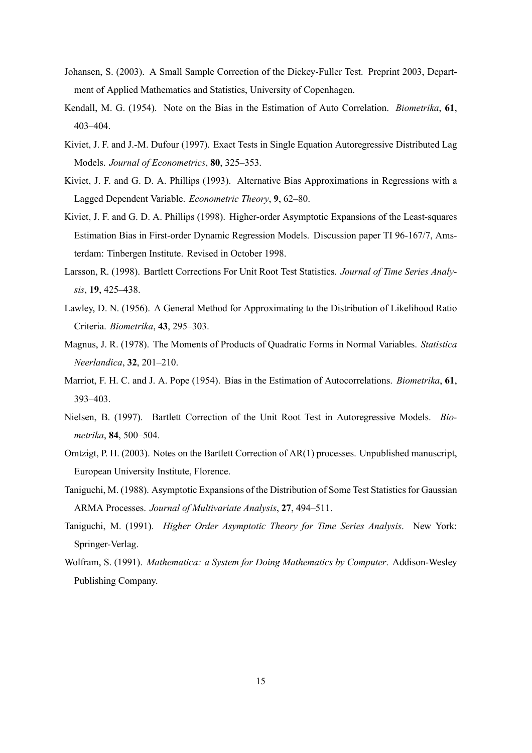Johansen, S. (2003). A Small Sample Correction of the Dickey-Fuller Test. Preprint 2003, Department of Applied Mathematics and Statistics, University of Copenhagen.

Kendall, M. G. (1954). Note on the Bias in the Estimation of Auto Correlation. *Biometrika*, **61**, 403–404.

Kiviet, J. F. and J.-M. Dufour (1997). Exact Tests in Single Equation Autoregressive Distributed Lag Models. *Journal of Econometrics*, **80**, 325–353.

Kiviet, J. F. and G. D. A. Phillips (1993). Alternative Bias Approximations in Regressions with a Lagged Dependent Variable. *Econometric Theory*, **9**, 62–80.

Kiviet, J. F. and G. D. A. Phillips (1998). Higher-order Asymptotic Expansions of the Least-squares Estimation Bias in First-order Dynamic Regression Models. Discussion paper TI 96-167/7, Amsterdam: Tinbergen Institute. Revised in October 1998.

Larsson, R. (1998). Bartlett Corrections For Unit Root Test Statistics. *Journal of Time Series Analysis*, **19**, 425–438.

Lawley, D. N. (1956). A General Method for Approximating to the Distribution of Likelihood Ratio Criteria. *Biometrika*, **43**, 295–303.

Magnus, J. R. (1978). The Moments of Products of Quadratic Forms in Normal Variables. *Statistica Neerlandica*, **32**, 201–210.

Marriot, F. H. C. and J. A. Pope (1954). Bias in the Estimation of Autocorrelations. *Biometrika*, **61**, 393–403.

Nielsen, B. (1997). Bartlett Correction of the Unit Root Test in Autoregressive Models. *Biometrika*, **84**, 500–504.

Omtzigt, P. H. (2003). Notes on the Bartlett Correction of AR(1) processes. Unpublished manuscript, European University Institute, Florence.

Taniguchi, M. (1988). Asymptotic Expansions of the Distribution of Some Test Statistics for Gaussian ARMA Processes. *Journal of Multivariate Analysis*, **27**, 494–511.

Taniguchi, M. (1991). *Higher Order Asymptotic Theory for Time Series Analysis*. New York: Springer-Verlag.

Wolfram, S. (1991). *Mathematica: a System for Doing Mathematics by Computer*. Addison-Wesley Publishing Company.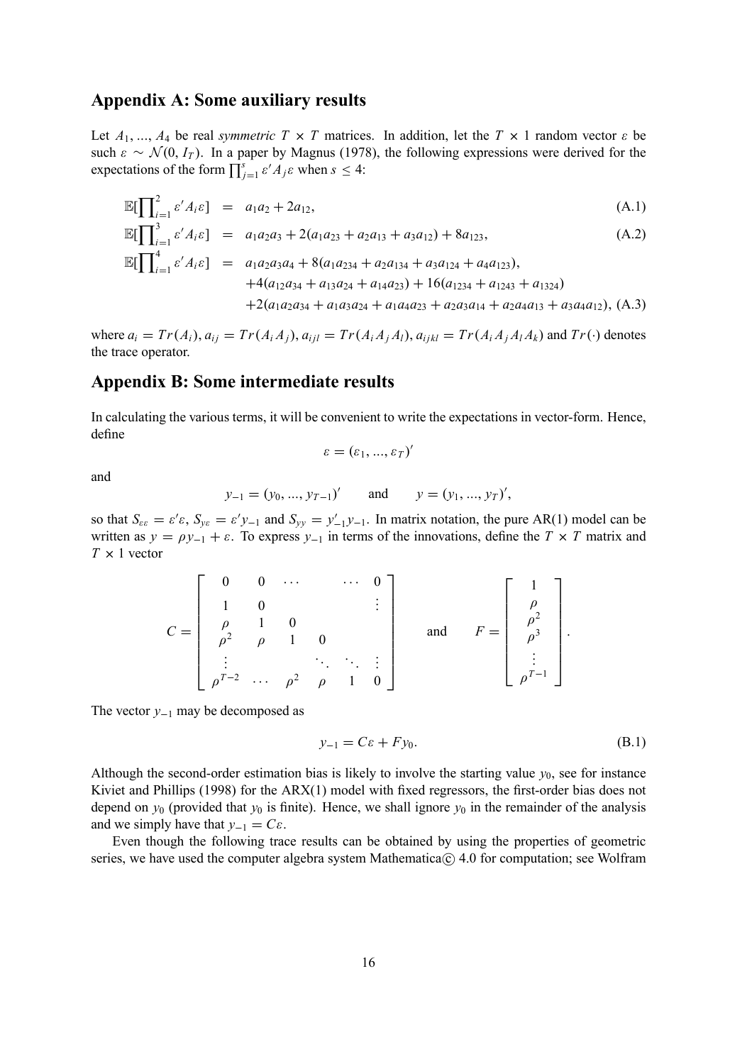## Appendix A: Some auxiliary results

Let $A_1, ..., A_4$ be real *symmetric* $T \times T$ matrices. In addition, let the $T \times 1$ random vector $\varepsilon$ be such $\varepsilon \sim \mathcal{N}(0, I_T)$. In a paper by Magnus (1978), the following expressions were derived for the expectations of the form $\prod_{j=1}^{s} \varepsilon' A_j \varepsilon$ when $s \leq 4$:

$$
\begin{aligned}
\mathbb{E}[\textstyle\prod_{i=1}^{2} \varepsilon' A_i \varepsilon] &= a_1 a_2 + 2a_{12}, && \text{(A.1)}\\
\mathbb{E}[\textstyle\prod_{i=1}^{3} \varepsilon' A_i \varepsilon] &= a_1 a_2 a_3 + 2(a_1 a_{23} + a_2 a_{13} + a_3 a_{12}) + 8a_{123}, && \text{(A.2)}\\
\mathbb{E}[\textstyle\prod_{i=1}^{4} \varepsilon' A_i \varepsilon] &= a_1 a_2 a_3 a_4 + 8(a_1 a_{234} + a_2 a_{134} + a_3 a_{124} + a_4 a_{123}), \\
&\quad + 4(a_{12} a_{34} + a_{13} a_{24} + a_{14} a_{23}) + 16(a_{1234} + a_{1243} + a_{1324}) \\
&\quad + 2(a_1 a_2 a_{34} + a_1 a_3 a_{24} + a_1 a_4 a_{23} + a_2 a_3 a_{14} + a_2 a_4 a_{13} + a_3 a_4 a_{12}), && \text{(A.3)}
\end{aligned}
$$

where $a_i = Tr(A_i)$, $a_{ij} = Tr(A_i A_j)$, $a_{ijl} = Tr(A_i A_j A_l)$, $a_{ijkl} = Tr(A_i A_j A_l A_k)$ and $Tr(\cdot)$ denotes the trace operator.

## Appendix B: Some intermediate results

In calculating the various terms, it will be convenient to write the expectations in vector-form. Hence, define

$$
\varepsilon = (\varepsilon_1, ..., \varepsilon_T)'
$$

and

$$
y_{-1} = (y_0, ..., y_{T-1})' \qquad \text{and} \qquad y = (y_1, ..., y_T)',
$$

so that $S_{\varepsilon\varepsilon} = \varepsilon'\varepsilon$, $S_{y\varepsilon} = \varepsilon' y_{-1}$ and $S_{yy} = y_{-1}' y_{-1}$. In matrix notation, the pure AR(1) model can be written as $y = \rho y_{-1} + \varepsilon$. To express $y_{-1}$ in terms of the innovations, define the $T \times T$ matrix and $T \times 1$ vector

$$
C = \begin{bmatrix}
0 & 0 & \cdots & & \cdots & 0 \\
1 & 0 & & & & \vdots \\
\rho & 1 & 0 & & & \\
\rho^2 & \rho & 1 & 0 & & \\
\vdots & & & \ddots & \ddots & \vdots \\
\rho^{T-2} & \cdots & \rho^2 & \rho & 1 & 0
\end{bmatrix}
\qquad \text{and} \qquad
F = \begin{bmatrix}
1 \\ \rho \\ \rho^2 \\ \rho^3 \\ \vdots \\ \rho^{T-1}
\end{bmatrix}.
$$

The vector $y_{-1}$ may be decomposed as

$$
y_{-1} = C\varepsilon + F y_0. \tag{B.1}
$$

Although the second-order estimation bias is likely to involve the starting value $y_0$, see for instance Kiviet and Phillips (1998) for the ARX(1) model with fixed regressors, the first-order bias does not depend on $y_0$ (provided that $y_0$ is finite). Hence, we shall ignore $y_0$ in the remainder of the analysis and we simply have that $y_{-1} = C\varepsilon$.

Even though the following trace results can be obtained by using the properties of geometric series, we have used the computer algebra system Mathematica© 4.0 for computation; see Wolfram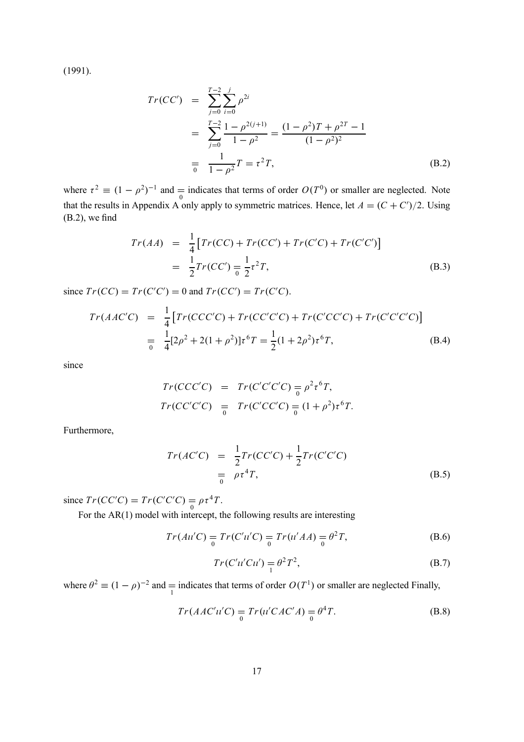(1991).

$$
\begin{aligned}
Tr(CC') &= \sum_{j=0}^{T-2}\sum_{i=0}^{j}\rho^{2i} \\
&= \sum_{j=0}^{T-2}\frac{1-\rho^{2(j+1)}}{1-\rho^2} = \frac{(1-\rho^2)T+\rho^{2T}-1}{(1-\rho^2)^2} \\
&\underset{0}{=} \frac{1}{1-\rho^2}T = \tau^2 T,
\end{aligned}
\tag{B.2}
$$

where $\tau^2 \equiv (1-\rho^2)^{-1}$ and $\underset{0}{=}$ indicates that terms of order $O(T^0)$ or smaller are neglected. Note that the results in Appendix A only apply to symmetric matrices. Hence, let $A = (C + C')/2$. Using (B.2), we find

$$
\begin{aligned}
Tr(AA) &= \frac{1}{4}\left[Tr(CC) + Tr(CC') + Tr(C'C) + Tr(C'C')\right] \\
&= \frac{1}{2}Tr(CC') \underset{0}{=} \frac{1}{2}\tau^2 T,
\end{aligned}
\tag{B.3}
$$

since $Tr(CC) = Tr(C'C') = 0$ and $Tr(CC') = Tr(C'C)$.

$$
\begin{aligned}
Tr(AAC'C) &= \frac{1}{4}\left[Tr(CCC'C) + Tr(CC'C'C) + Tr(C'CC'C) + Tr(C'C'C'C)\right] \\
&\underset{0}{=} \frac{1}{4}[2\rho^2 + 2(1+\rho^2)]\tau^6 T = \frac{1}{2}(1+2\rho^2)\tau^6 T,
\end{aligned}
\tag{B.4}
$$

since

$$
\begin{aligned}
Tr(CCC'C) &= Tr(C'C'C'C) \underset{0}{=} \rho^2\tau^6 T, \\
Tr(CC'C'C) &\underset{0}{=} Tr(C'CC'C) \underset{0}{=} (1+\rho^2)\tau^6 T.
\end{aligned}
$$

Furthermore,

$$
\begin{aligned}
Tr(AC'C) &= \frac{1}{2}Tr(CC'C) + \frac{1}{2}Tr(C'C'C) \\
&\underset{0}{=} \rho\tau^4 T,
\end{aligned}
\tag{B.5}
$$

since $Tr(CC'C) = Tr(C'C'C) \underset{0}{=} \rho\tau^4 T$.

For the AR(1) model with intercept, the following results are interesting

$$
Tr(A\iota\iota'C) \underset{0}{=} Tr(C'\iota\iota'C) \underset{0}{=} Tr(\iota\iota'AA) \underset{0}{=} \theta^2 T,
\tag{B.6}
$$

$$
Tr(C'\iota\iota'C\iota\iota') \underset{1}{=} \theta^2 T^2,
\tag{B.7}
$$

where $\theta^2 \equiv (1-\rho)^{-2}$ and $\underset{1}{=}$ indicates that terms of order $O(T^1)$ or smaller are neglected Finally,

$$
Tr(AAC'\iota\iota'C) \underset{0}{=} Tr(\iota\iota'CAC'A) \underset{0}{=} \theta^4 T.
\tag{B.8}
$$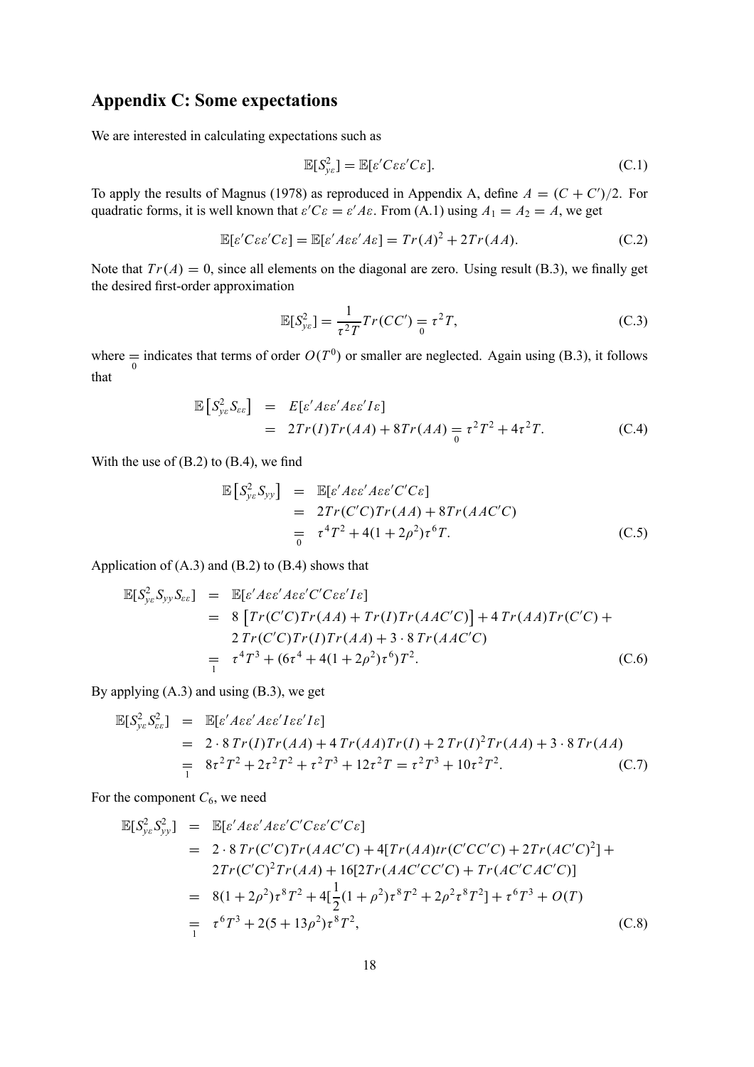## Appendix C: Some expectations

We are interested in calculating expectations such as

$$\mathbb{E}[S_{y\varepsilon}^2] = \mathbb{E}[\varepsilon' C\varepsilon\varepsilon' C\varepsilon]. \tag{C.1}$$

To apply the results of Magnus (1978) as reproduced in Appendix A, define $A = (C + C')/2$. For quadratic forms, it is well known that $\varepsilon' C\varepsilon = \varepsilon' A\varepsilon$. From (A.1) using $A_1 = A_2 = A$, we get

$$\mathbb{E}[\varepsilon' C\varepsilon\varepsilon' C\varepsilon] = \mathbb{E}[\varepsilon' A\varepsilon\varepsilon' A\varepsilon] = Tr(A)^2 + 2Tr(AA). \tag{C.2}$$

Note that $Tr(A) = 0$, since all elements on the diagonal are zero. Using result (B.3), we finally get the desired first-order approximation

$$\mathbb{E}[S_{y\varepsilon}^2] = \frac{1}{\tau^2 T} Tr(CC') \underset{0}{=} \tau^2 T, \tag{C.3}$$

where $\underset{0}{=}$ indicates that terms of order $O(T^0)$ or smaller are neglected. Again using (B.3), it follows that

$$\begin{aligned}
\mathbb{E}\left[S_{y\varepsilon}^2 S_{\varepsilon\varepsilon}\right] &= E[\varepsilon' A\varepsilon\varepsilon' A\varepsilon\varepsilon' I\varepsilon] \\
&= 2Tr(I)Tr(AA) + 8Tr(AA) \underset{0}{=} \tau^2 T^2 + 4\tau^2 T.
\end{aligned} \tag{C.4}$$

With the use of (B.2) to (B.4), we find

$$\begin{aligned}
\mathbb{E}\left[S_{y\varepsilon}^2 S_{yy}\right] &= \mathbb{E}[\varepsilon' A\varepsilon\varepsilon' A\varepsilon\varepsilon' C' C\varepsilon] \\
&= 2Tr(C'C)Tr(AA) + 8Tr(AAC'C) \\
&\underset{0}{=} \tau^4 T^2 + 4(1 + 2\rho^2)\tau^6 T.
\end{aligned} \tag{C.5}$$

Application of (A.3) and (B.2) to (B.4) shows that

$$\begin{aligned}
\mathbb{E}[S_{y\varepsilon}^2 S_{yy} S_{\varepsilon\varepsilon}] &= \mathbb{E}[\varepsilon' A\varepsilon\varepsilon' A\varepsilon\varepsilon' C' C\varepsilon\varepsilon' I\varepsilon] \\
&= 8\left[Tr(C'C)Tr(AA) + Tr(I)Tr(AAC'C)\right] + 4\,Tr(AA)Tr(C'C) + \\
&\quad\; 2\,Tr(C'C)Tr(I)Tr(AA) + 3 \cdot 8\,Tr(AAC'C) \\
&\underset{1}{=} \tau^4 T^3 + (6\tau^4 + 4(1 + 2\rho^2)\tau^6)T^2.
\end{aligned} \tag{C.6}$$

By applying (A.3) and using (B.3), we get

$$\begin{aligned}
\mathbb{E}[S_{y\varepsilon}^2 S_{\varepsilon\varepsilon}^2] &= \mathbb{E}[\varepsilon' A\varepsilon\varepsilon' A\varepsilon\varepsilon' I\varepsilon\varepsilon' I\varepsilon] \\
&= 2 \cdot 8\,Tr(I)Tr(AA) + 4\,Tr(AA)Tr(I) + 2\,Tr(I)^2 Tr(AA) + 3 \cdot 8\,Tr(AA) \\
&\underset{1}{=} 8\tau^2 T^2 + 2\tau^2 T^2 + \tau^2 T^3 + 12\tau^2 T = \tau^2 T^3 + 10\tau^2 T^2.
\end{aligned} \tag{C.7}$$

For the component $C_6$, we need

$$\begin{aligned}
\mathbb{E}[S_{y\varepsilon}^2 S_{yy}^2] &= \mathbb{E}[\varepsilon' A\varepsilon\varepsilon' A\varepsilon\varepsilon' C' C\varepsilon\varepsilon' C' C\varepsilon] \\
&= 2 \cdot 8\,Tr(C'C)Tr(AAC'C) + 4[Tr(AA)tr(C'CC'C) + 2Tr(AC'C)^2] + \\
&\quad\; 2Tr(C'C)^2 Tr(AA) + 16[2Tr(AAC'CC'C) + Tr(AC'CAC'C)] \\
&= 8(1 + 2\rho^2)\tau^8 T^2 + 4[\frac{1}{2}(1 + \rho^2)\tau^8 T^2 + 2\rho^2\tau^8 T^2] + \tau^6 T^3 + O(T) \\
&\underset{1}{=} \tau^6 T^3 + 2(5 + 13\rho^2)\tau^8 T^2,
\end{aligned} \tag{C.8}$$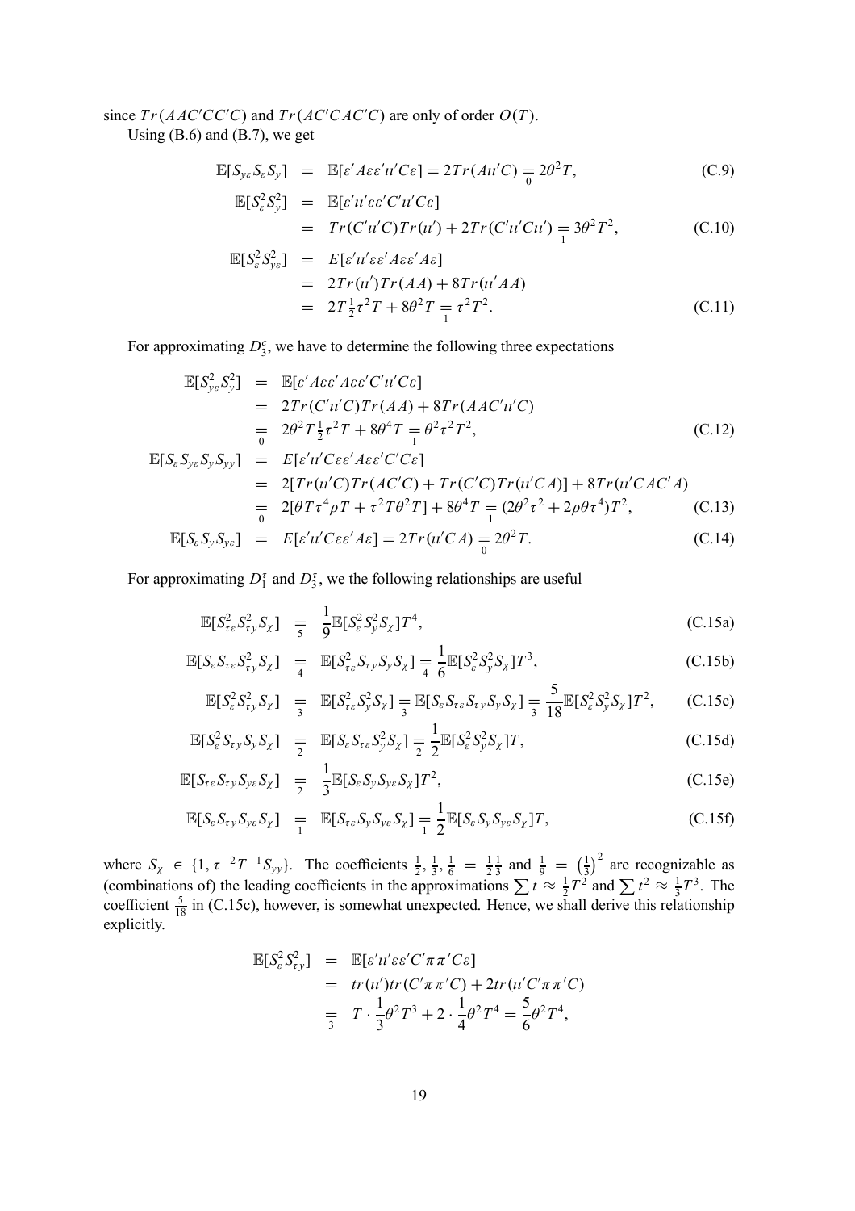since $Tr(AAC'CC'C)$ and $Tr(AC'CAC'C)$ are only of order $O(T)$.

Using (B.6) and (B.7), we get

$$\begin{aligned}
\mathbb{E}[S_{y\varepsilon}S_{\varepsilon}S_{y}] &= \mathbb{E}[\varepsilon' A\varepsilon\varepsilon'\iota\iota' C\varepsilon] = 2Tr(A\iota\iota' C) \underset{0}{=} 2\theta^2 T, &\text{(C.9)}\\
\mathbb{E}[S_{\varepsilon}^2 S_{y}^2] &= \mathbb{E}[\varepsilon'\iota\iota'\varepsilon\varepsilon' C'\iota\iota' C\varepsilon] \\
&= Tr(C'\iota\iota' C)Tr(\iota\iota') + 2Tr(C'\iota\iota' C\iota\iota') \underset{1}{=} 3\theta^2 T^2, &\text{(C.10)}\\
\mathbb{E}[S_{\varepsilon}^2 S_{y\varepsilon}^2] &= E[\varepsilon'\iota\iota'\varepsilon\varepsilon' A\varepsilon\varepsilon' A\varepsilon] \\
&= 2Tr(\iota\iota')Tr(AA) + 8Tr(\iota\iota' AA) \\
&= 2T\tfrac{1}{2}\tau^2 T + 8\theta^2 T \underset{1}{=} \tau^2 T^2. &\text{(C.11)}
\end{aligned}$$

For approximating $D_3^c$, we have to determine the following three expectations

$$\begin{aligned}
\mathbb{E}[S_{y\varepsilon}^2 S_{y}^2] &= \mathbb{E}[\varepsilon' A\varepsilon\varepsilon' A\varepsilon\varepsilon' C'\iota\iota' C\varepsilon] \\
&= 2Tr(C'\iota\iota' C)Tr(AA) + 8Tr(AAC'\iota\iota' C) \\
&\underset{0}{=} 2\theta^2 T\tfrac{1}{2}\tau^2 T + 8\theta^4 T \underset{1}{=} \theta^2\tau^2 T^2, &\text{(C.12)}\\
\mathbb{E}[S_{\varepsilon}S_{y\varepsilon}S_{y}S_{yy}] &= E[\varepsilon'\iota\iota' C\varepsilon\varepsilon' A\varepsilon\varepsilon' C'C\varepsilon] \\
&= 2[Tr(\iota\iota' C)Tr(AC'C) + Tr(C'C)Tr(\iota\iota' CA)] + 8Tr(\iota\iota' CAC'A) \\
&\underset{0}{=} 2[\theta T\tau^4\rho T + \tau^2 T\theta^2 T] + 8\theta^4 T \underset{1}{=} (2\theta^2\tau^2 + 2\rho\theta\tau^4)T^2, &\text{(C.13)}\\
\mathbb{E}[S_{\varepsilon}S_{y}S_{y\varepsilon}] &= E[\varepsilon'\iota\iota' C\varepsilon\varepsilon' A\varepsilon] = 2Tr(\iota\iota' CA) \underset{0}{=} 2\theta^2 T. &\text{(C.14)}
\end{aligned}$$

For approximating $D_1^\tau$ and $D_3^\tau$, we the following relationships are useful

$$\begin{aligned}
\mathbb{E}[S_{\tau\varepsilon}^2 S_{\tau y}^2 S_{\chi}] &\underset{5}{=} \frac{1}{9}\mathbb{E}[S_{\varepsilon}^2 S_{y}^2 S_{\chi}]T^4, &\text{(C.15a)}\\
\mathbb{E}[S_{\varepsilon}S_{\tau\varepsilon}S_{\tau y}^2 S_{\chi}] &\underset{4}{=} \mathbb{E}[S_{\tau\varepsilon}^2 S_{\tau y}S_{y}S_{\chi}] \underset{4}{=} \frac{1}{6}\mathbb{E}[S_{\varepsilon}^2 S_{y}^2 S_{\chi}]T^3, &\text{(C.15b)}\\
\mathbb{E}[S_{\varepsilon}^2 S_{\tau y}^2 S_{\chi}] &\underset{3}{=} \mathbb{E}[S_{\tau\varepsilon}^2 S_{y}^2 S_{\chi}] \underset{3}{=} \mathbb{E}[S_{\varepsilon}S_{\tau\varepsilon}S_{\tau y}S_{y}S_{\chi}] \underset{3}{=} \frac{5}{18}\mathbb{E}[S_{\varepsilon}^2 S_{y}^2 S_{\chi}]T^2, &\text{(C.15c)}\\
\mathbb{E}[S_{\varepsilon}^2 S_{\tau y}S_{y}S_{\chi}] &\underset{2}{=} \mathbb{E}[S_{\varepsilon}S_{\tau\varepsilon}S_{y}^2 S_{\chi}] \underset{2}{=} \frac{1}{2}\mathbb{E}[S_{\varepsilon}^2 S_{y}^2 S_{\chi}]T, &\text{(C.15d)}\\
\mathbb{E}[S_{\tau\varepsilon}S_{\tau y}S_{y\varepsilon}S_{\chi}] &\underset{2}{=} \frac{1}{3}\mathbb{E}[S_{\varepsilon}S_{y}S_{y\varepsilon}S_{\chi}]T^2, &\text{(C.15e)}\\
\mathbb{E}[S_{\varepsilon}S_{\tau y}S_{y\varepsilon}S_{\chi}] &\underset{1}{=} \mathbb{E}[S_{\tau\varepsilon}S_{y}S_{y\varepsilon}S_{\chi}] \underset{1}{=} \frac{1}{2}\mathbb{E}[S_{\varepsilon}S_{y}S_{y\varepsilon}S_{\chi}]T, &\text{(C.15f)}
\end{aligned}$$

where $S_\chi \in \{1, \tau^{-2}T^{-1}S_{yy}\}$. The coefficients $\frac{1}{2}, \frac{1}{3}, \frac{1}{6} = \frac{1}{2}\frac{1}{3}$ and $\frac{1}{9} = \left(\frac{1}{3}\right)^2$ are recognizable as (combinations of) the leading coefficients in the approximations $\sum t \approx \frac{1}{2}T^2$ and $\sum t^2 \approx \frac{1}{3}T^3$. The coefficient $\frac{5}{18}$ in (C.15c), however, is somewhat unexpected. Hence, we shall derive this relationship explicitly.

$$\begin{aligned}
\mathbb{E}[S_{\varepsilon}^2 S_{\tau y}^2] &= \mathbb{E}[\varepsilon'\iota\iota'\varepsilon\varepsilon' C'\pi\pi' C\varepsilon] \\
&= tr(\iota\iota')tr(C'\pi\pi' C) + 2tr(\iota\iota' C'\pi\pi' C) \\
&\underset{3}{=} T\cdot\frac{1}{3}\theta^2 T^3 + 2\cdot\frac{1}{4}\theta^2 T^4 = \frac{5}{6}\theta^2 T^4,
\end{aligned}$$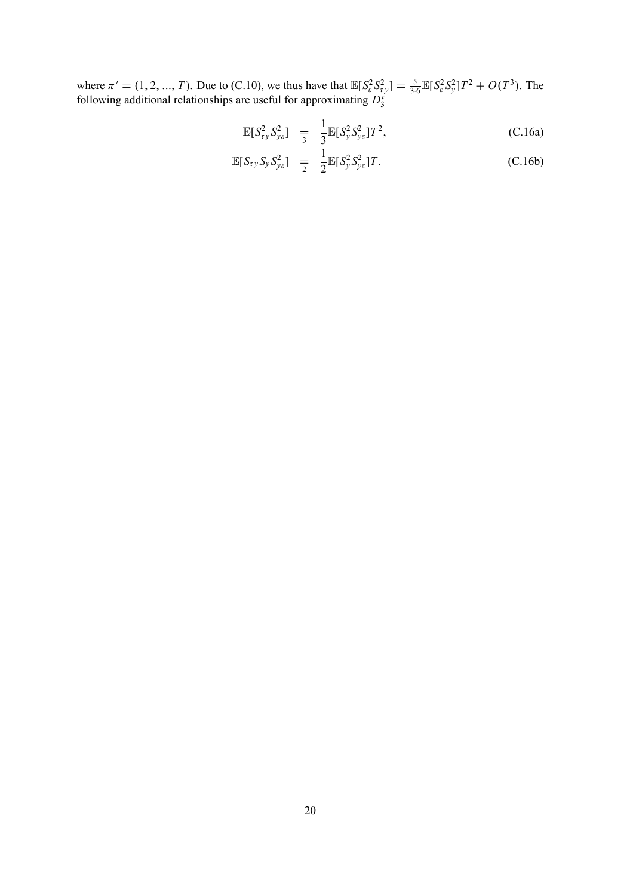where $\pi' = (1, 2, ..., T)$. Due to (C.10), we thus have that $\mathbb{E}[S_\varepsilon^2 S_{\tau y}^2] = \frac{5}{3 \cdot 6}\mathbb{E}[S_\varepsilon^2 S_y^2]T^2 + O(T^3)$. The following additional relationships are useful for approximating $D_3^\tau$

$$\mathbb{E}[S_{\tau y}^2 S_{y\varepsilon}^2] \underset{3}{=} \frac{1}{3}\mathbb{E}[S_y^2 S_{y\varepsilon}^2]T^2, \tag{C.16a}$$

$$\mathbb{E}[S_{\tau y} S_y S_{y\varepsilon}^2] \underset{2}{=} \frac{1}{2}\mathbb{E}[S_y^2 S_{y\varepsilon}^2]T. \tag{C.16b}$$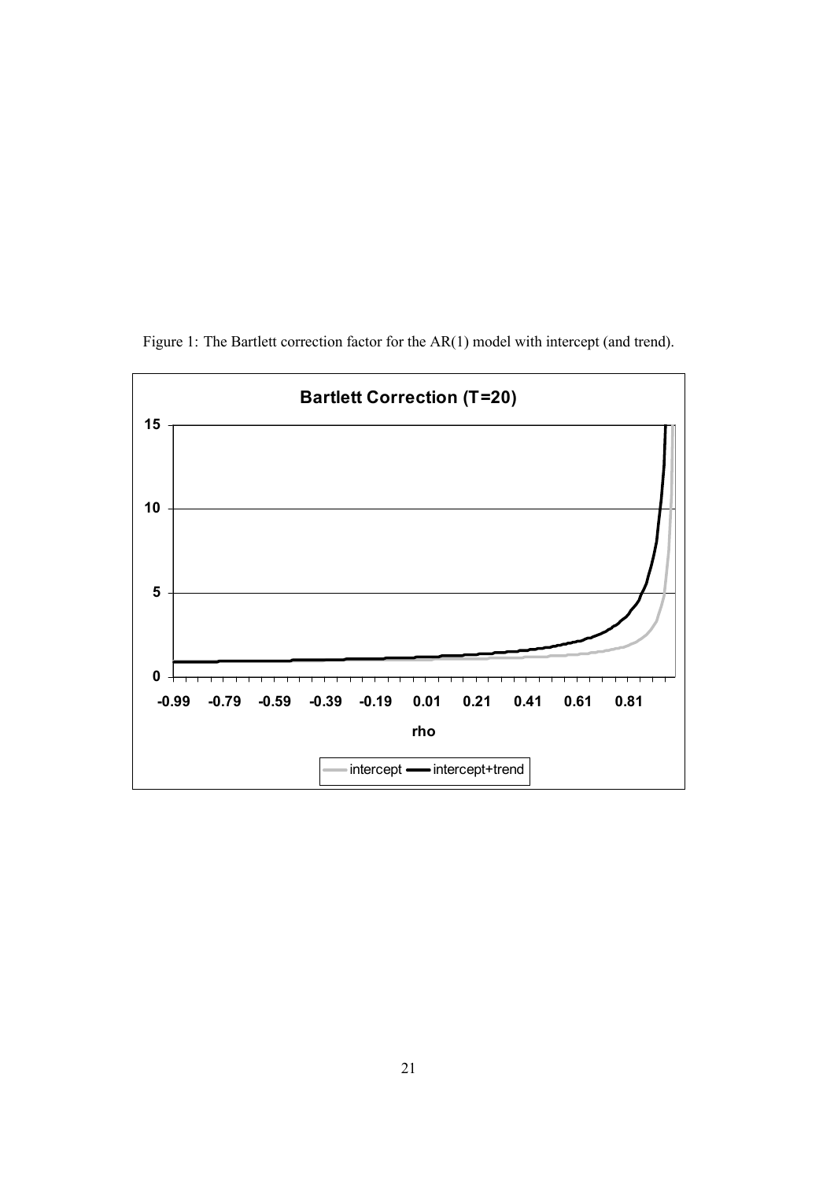Figure 1: The Bartlett correction factor for the AR(1) model with intercept (and trend).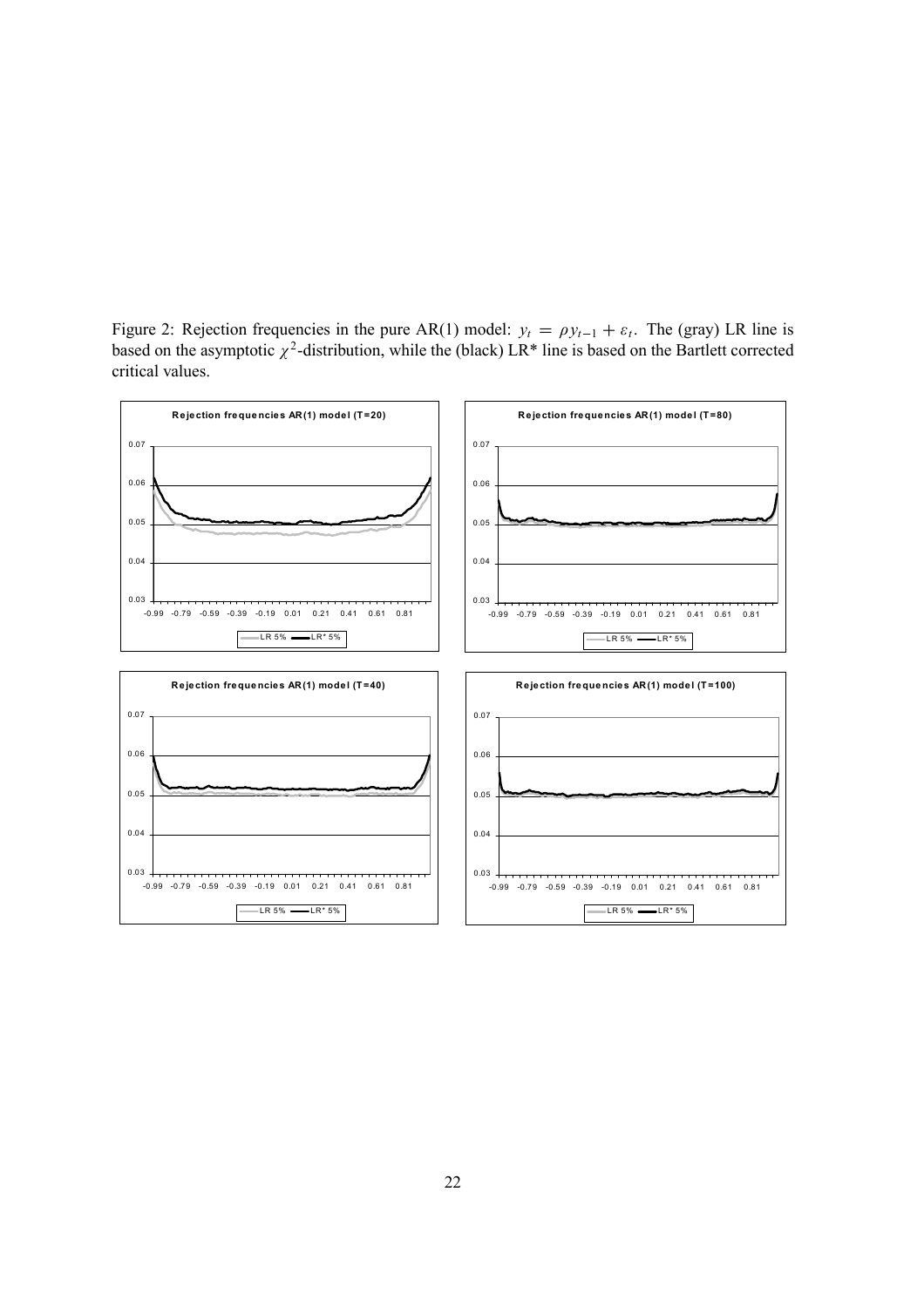Figure 2: Rejection frequencies in the pure AR(1) model: $y_t = \rho y_{t-1} + \varepsilon_t$. The (gray) LR line is based on the asymptotic $\chi^2$-distribution, while the (black) LR* line is based on the Bartlett corrected critical values.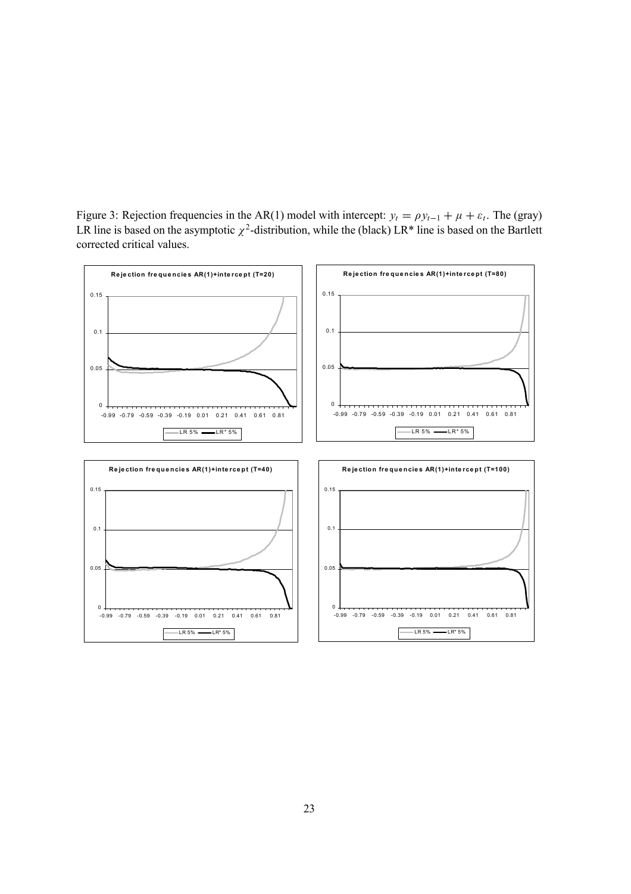Figure 3: Rejection frequencies in the AR(1) model with intercept: $y_t = \rho y_{t-1} + \mu + \varepsilon_t$. The (gray) LR line is based on the asymptotic $\chi^2$-distribution, while the (black) LR* line is based on the Bartlett corrected critical values.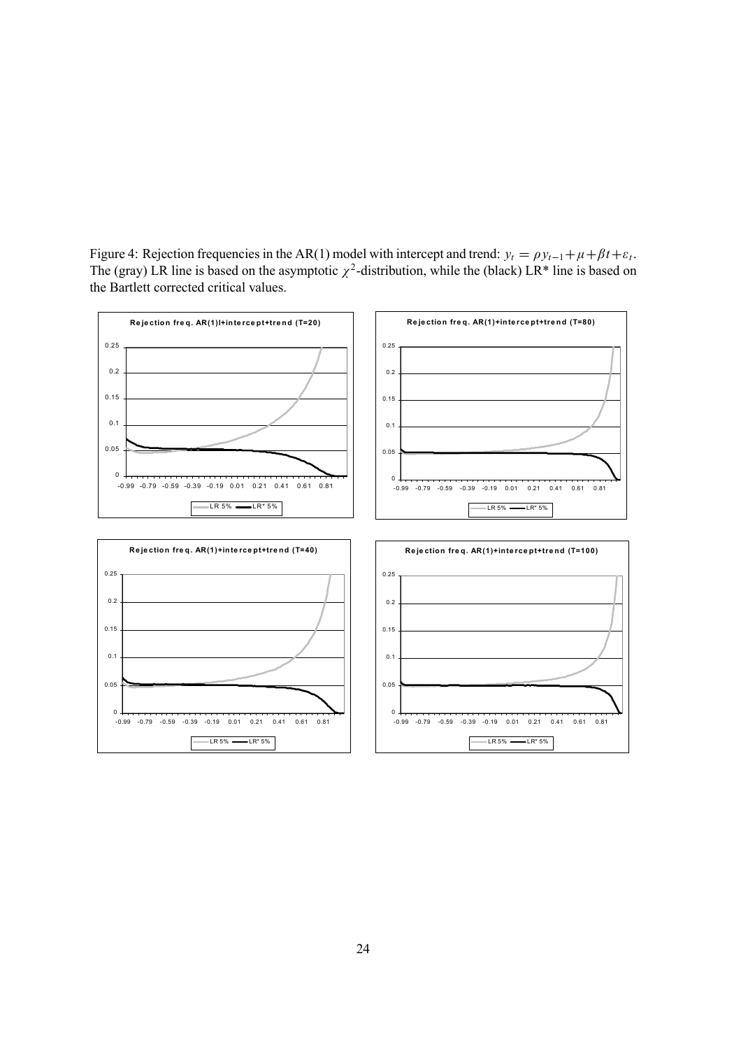Figure 4: Rejection frequencies in the AR(1) model with intercept and trend: $y_t = \rho y_{t-1} + \mu + \beta t + \varepsilon_t$. The (gray) LR line is based on the asymptotic $\chi^2$-distribution, while the (black) LR* line is based on the Bartlett corrected critical values.

Rejection freq. AR(1)I+intercept+trend (T=20)

0.25
0.2
0.15
0.1
0.05
0

-0.99 -0.79 -0.59 -0.39 -0.19 0.01 0.21 0.41 0.61 0.81

LR 5% LR* 5%

Rejection freq. AR(1)+intercept+trend (T=80)

0.25
0.2
0.15
0.1
0.05
0

-0.99 -0.79 -0.59 -0.39 -0.19 0.01 0.21 0.41 0.61 0.81

LR 5% LR* 5%

Rejection freq. AR(1)+intercept+trend (T=40)

0.25
0.2
0.15
0.1
0.05
0

-0.99 -0.79 -0.59 -0.39 -0.19 0.01 0.21 0.41 0.61 0.81

LR 5% LR* 5%

Rejection freq. AR(1)+intercept+trend (T=100)

0.25
0.2
0.15
0.1
0.05
0

-0.99 -0.79 -0.59 -0.39 -0.19 0.01 0.21 0.41 0.61 0.81

LR 5% LR* 5%